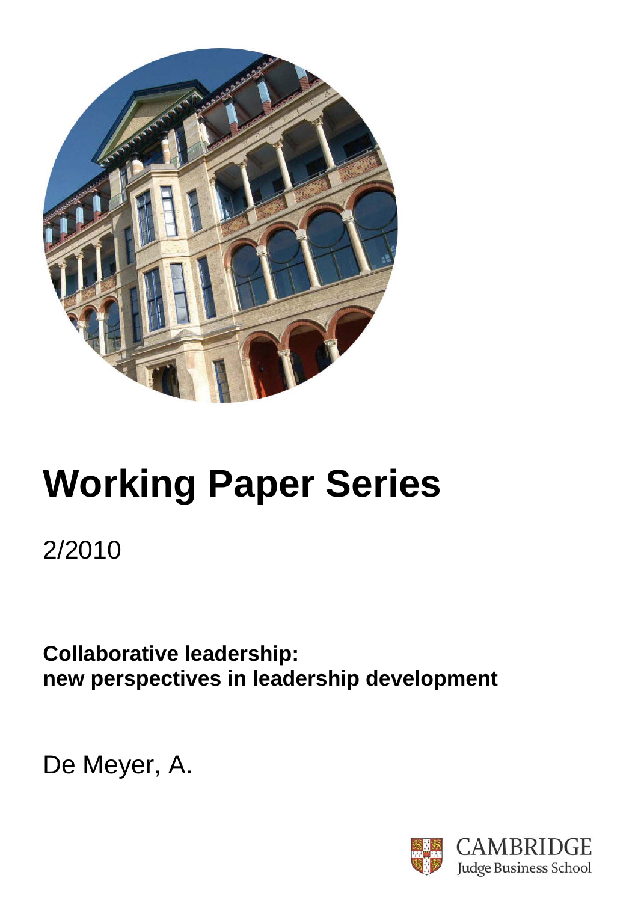# Working Paper Series

2/2010

**Collaborative leadership:**
**new perspectives in leadership development**

De Meyer, A.

CAMBRIDGE
Judge Business School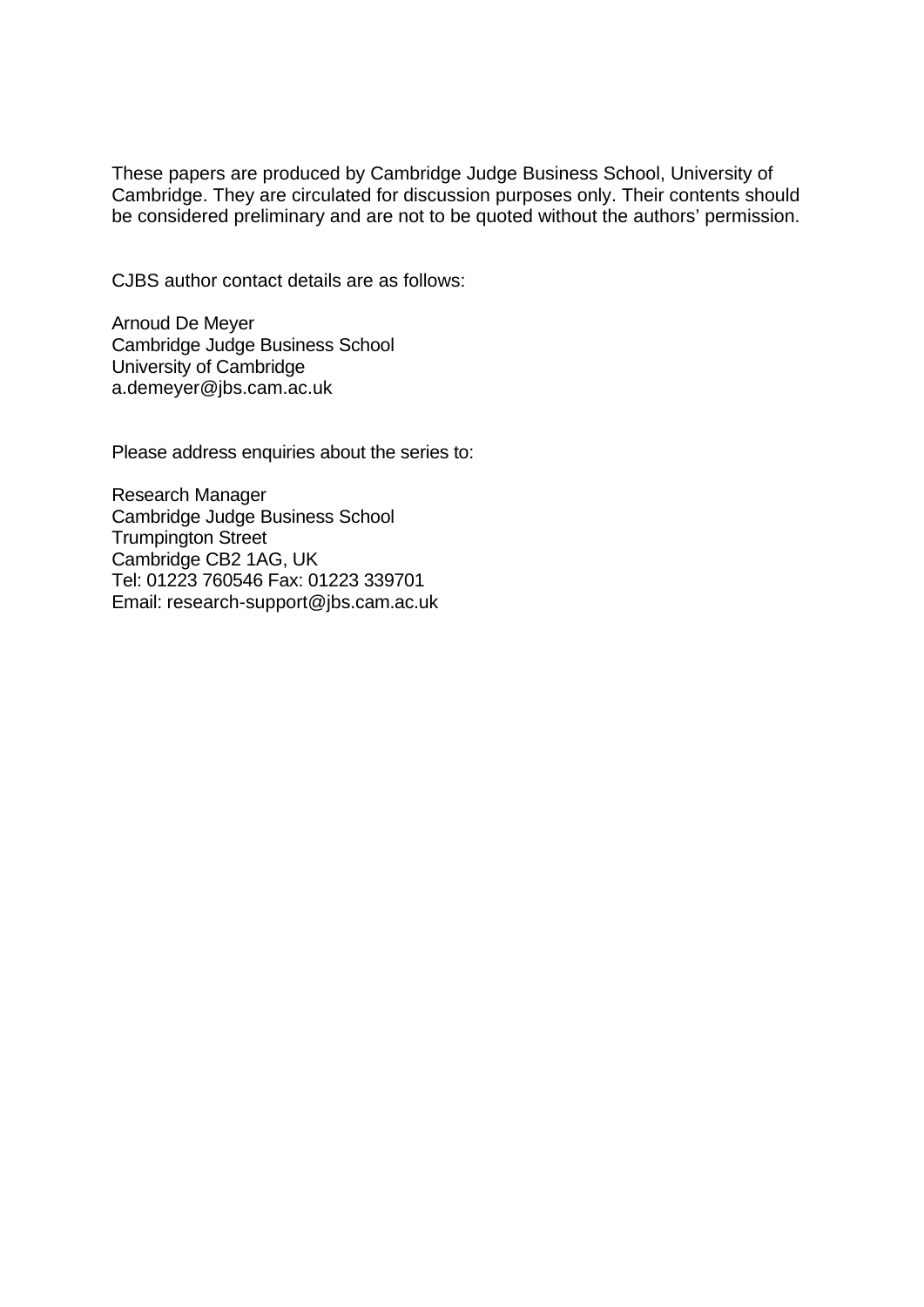These papers are produced by Cambridge Judge Business School, University of Cambridge. They are circulated for discussion purposes only. Their contents should be considered preliminary and are not to be quoted without the authors' permission.

CJBS author contact details are as follows:

Arnoud De Meyer
Cambridge Judge Business School
University of Cambridge
a.demeyer@jbs.cam.ac.uk

Please address enquiries about the series to:

Research Manager
Cambridge Judge Business School
Trumpington Street
Cambridge CB2 1AG, UK
Tel: 01223 760546 Fax: 01223 339701
Email: research-support@jbs.cam.ac.uk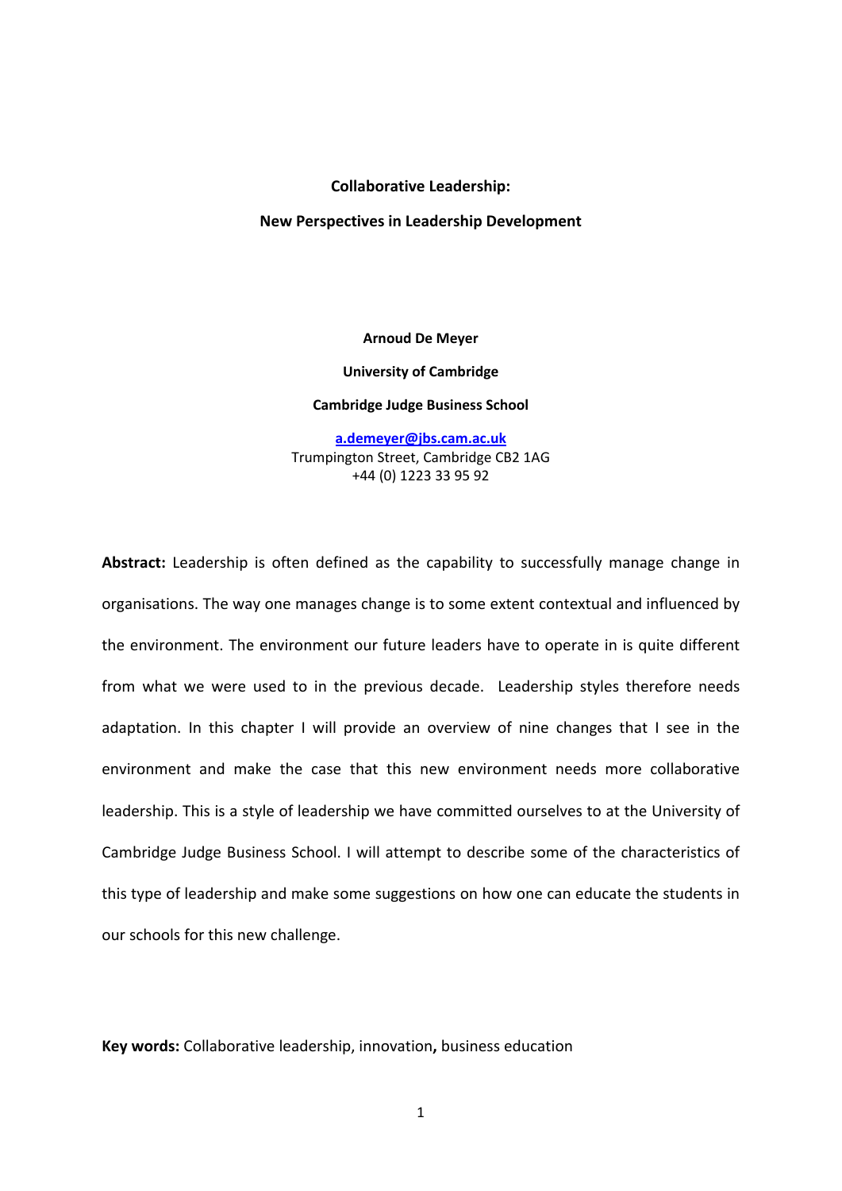# Collaborative Leadership:

## New Perspectives in Leadership Development

**Arnoud De Meyer**

**University of Cambridge**

**Cambridge Judge Business School**

**a.demeyer@jbs.cam.ac.uk**
Trumpington Street, Cambridge CB2 1AG
+44 (0) 1223 33 95 92

**Abstract:** Leadership is often defined as the capability to successfully manage change in organisations. The way one manages change is to some extent contextual and influenced by the environment. The environment our future leaders have to operate in is quite different from what we were used to in the previous decade. Leadership styles therefore needs adaptation. In this chapter I will provide an overview of nine changes that I see in the environment and make the case that this new environment needs more collaborative leadership. This is a style of leadership we have committed ourselves to at the University of Cambridge Judge Business School. I will attempt to describe some of the characteristics of this type of leadership and make some suggestions on how one can educate the students in our schools for this new challenge.

**Key words:** Collaborative leadership, innovation**,** business education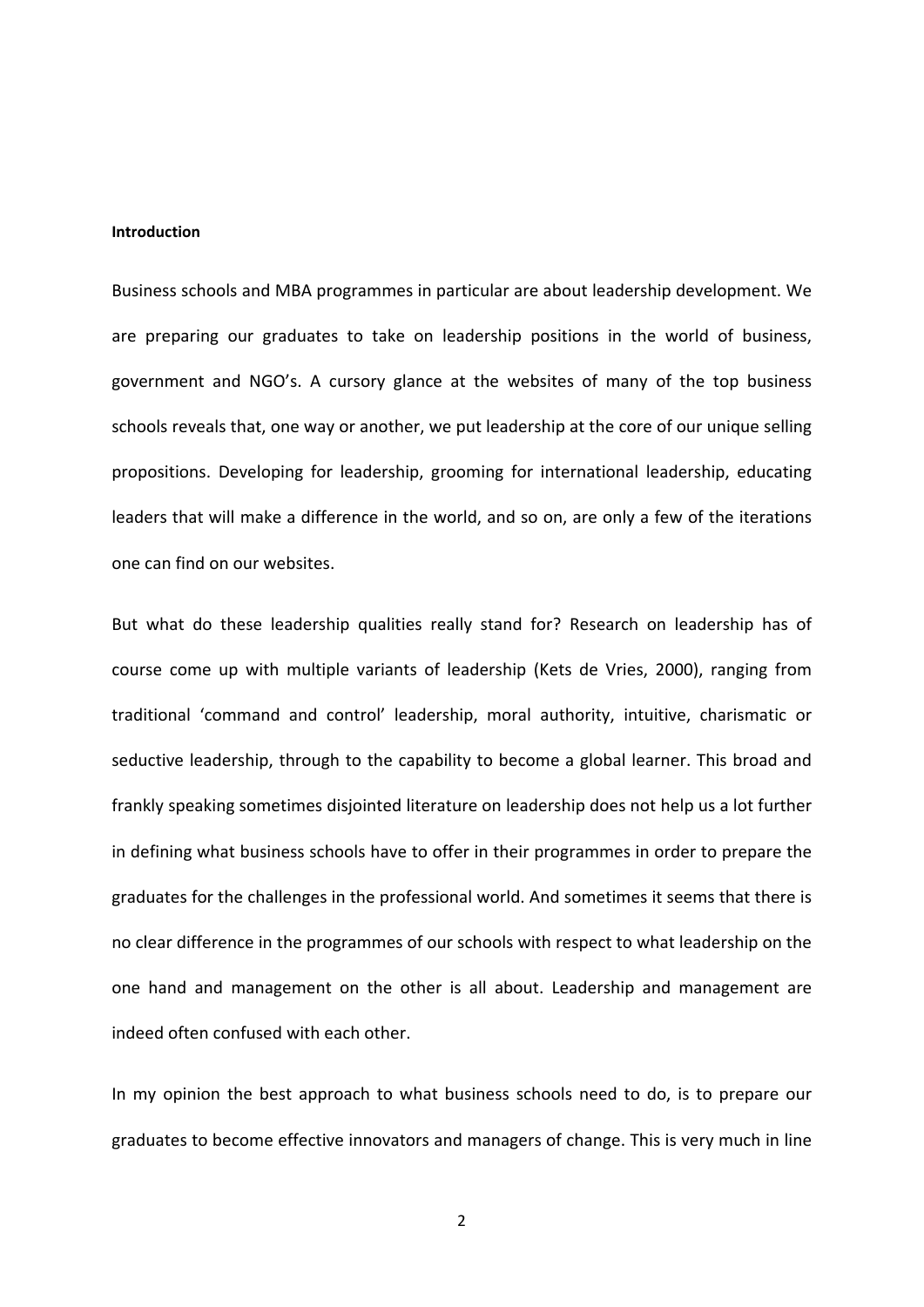**Introduction**

Business schools and MBA programmes in particular are about leadership development. We are preparing our graduates to take on leadership positions in the world of business, government and NGO's. A cursory glance at the websites of many of the top business schools reveals that, one way or another, we put leadership at the core of our unique selling propositions. Developing for leadership, grooming for international leadership, educating leaders that will make a difference in the world, and so on, are only a few of the iterations one can find on our websites.

But what do these leadership qualities really stand for? Research on leadership has of course come up with multiple variants of leadership (Kets de Vries, 2000), ranging from traditional 'command and control' leadership, moral authority, intuitive, charismatic or seductive leadership, through to the capability to become a global learner. This broad and frankly speaking sometimes disjointed literature on leadership does not help us a lot further in defining what business schools have to offer in their programmes in order to prepare the graduates for the challenges in the professional world. And sometimes it seems that there is no clear difference in the programmes of our schools with respect to what leadership on the one hand and management on the other is all about. Leadership and management are indeed often confused with each other.

In my opinion the best approach to what business schools need to do, is to prepare our graduates to become effective innovators and managers of change. This is very much in line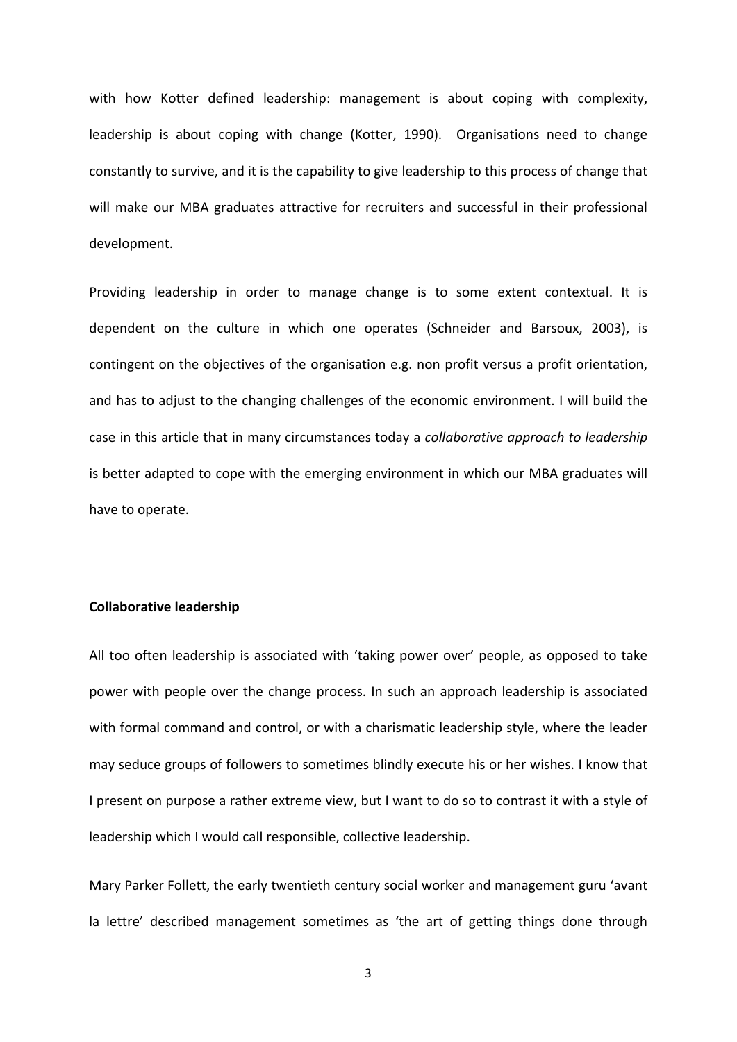with how Kotter defined leadership: management is about coping with complexity, leadership is about coping with change (Kotter, 1990). Organisations need to change constantly to survive, and it is the capability to give leadership to this process of change that will make our MBA graduates attractive for recruiters and successful in their professional development.

Providing leadership in order to manage change is to some extent contextual. It is dependent on the culture in which one operates (Schneider and Barsoux, 2003), is contingent on the objectives of the organisation e.g. non profit versus a profit orientation, and has to adjust to the changing challenges of the economic environment. I will build the case in this article that in many circumstances today a *collaborative approach to leadership* is better adapted to cope with the emerging environment in which our MBA graduates will have to operate.

**Collaborative leadership**

All too often leadership is associated with 'taking power over' people, as opposed to take power with people over the change process. In such an approach leadership is associated with formal command and control, or with a charismatic leadership style, where the leader may seduce groups of followers to sometimes blindly execute his or her wishes. I know that I present on purpose a rather extreme view, but I want to do so to contrast it with a style of leadership which I would call responsible, collective leadership.

Mary Parker Follett, the early twentieth century social worker and management guru 'avant la lettre' described management sometimes as 'the art of getting things done through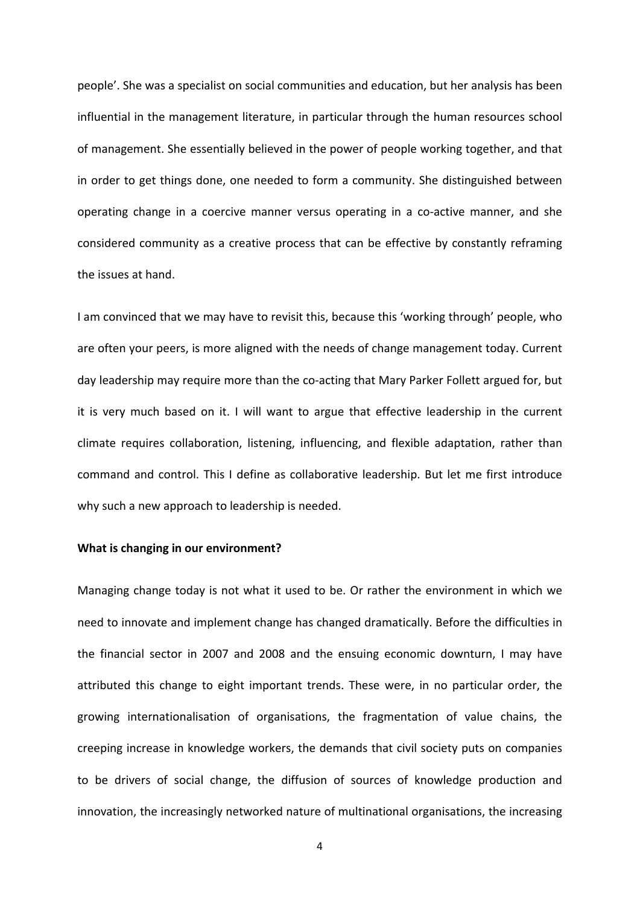people'. She was a specialist on social communities and education, but her analysis has been influential in the management literature, in particular through the human resources school of management. She essentially believed in the power of people working together, and that in order to get things done, one needed to form a community. She distinguished between operating change in a coercive manner versus operating in a co-active manner, and she considered community as a creative process that can be effective by constantly reframing the issues at hand.

I am convinced that we may have to revisit this, because this 'working through' people, who are often your peers, is more aligned with the needs of change management today. Current day leadership may require more than the co-acting that Mary Parker Follett argued for, but it is very much based on it. I will want to argue that effective leadership in the current climate requires collaboration, listening, influencing, and flexible adaptation, rather than command and control. This I define as collaborative leadership. But let me first introduce why such a new approach to leadership is needed.

**What is changing in our environment?**

Managing change today is not what it used to be. Or rather the environment in which we need to innovate and implement change has changed dramatically. Before the difficulties in the financial sector in 2007 and 2008 and the ensuing economic downturn, I may have attributed this change to eight important trends. These were, in no particular order, the growing internationalisation of organisations, the fragmentation of value chains, the creeping increase in knowledge workers, the demands that civil society puts on companies to be drivers of social change, the diffusion of sources of knowledge production and innovation, the increasingly networked nature of multinational organisations, the increasing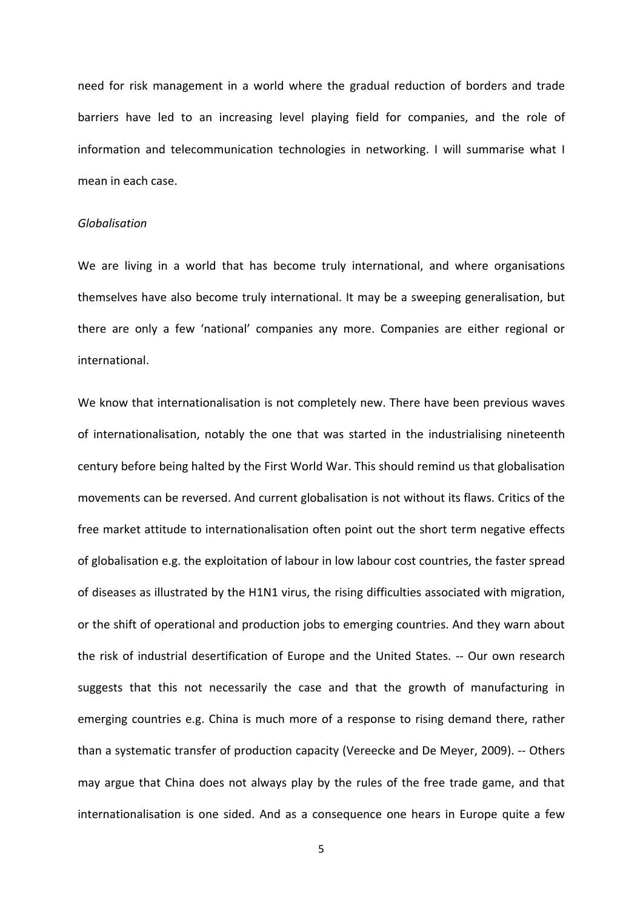need for risk management in a world where the gradual reduction of borders and trade barriers have led to an increasing level playing field for companies, and the role of information and telecommunication technologies in networking. I will summarise what I mean in each case.

*Globalisation*

We are living in a world that has become truly international, and where organisations themselves have also become truly international. It may be a sweeping generalisation, but there are only a few 'national' companies any more. Companies are either regional or international.

We know that internationalisation is not completely new. There have been previous waves of internationalisation, notably the one that was started in the industrialising nineteenth century before being halted by the First World War. This should remind us that globalisation movements can be reversed. And current globalisation is not without its flaws. Critics of the free market attitude to internationalisation often point out the short term negative effects of globalisation e.g. the exploitation of labour in low labour cost countries, the faster spread of diseases as illustrated by the H1N1 virus, the rising difficulties associated with migration, or the shift of operational and production jobs to emerging countries. And they warn about the risk of industrial desertification of Europe and the United States. -- Our own research suggests that this not necessarily the case and that the growth of manufacturing in emerging countries e.g. China is much more of a response to rising demand there, rather than a systematic transfer of production capacity (Vereecke and De Meyer, 2009). -- Others may argue that China does not always play by the rules of the free trade game, and that internationalisation is one sided. And as a consequence one hears in Europe quite a few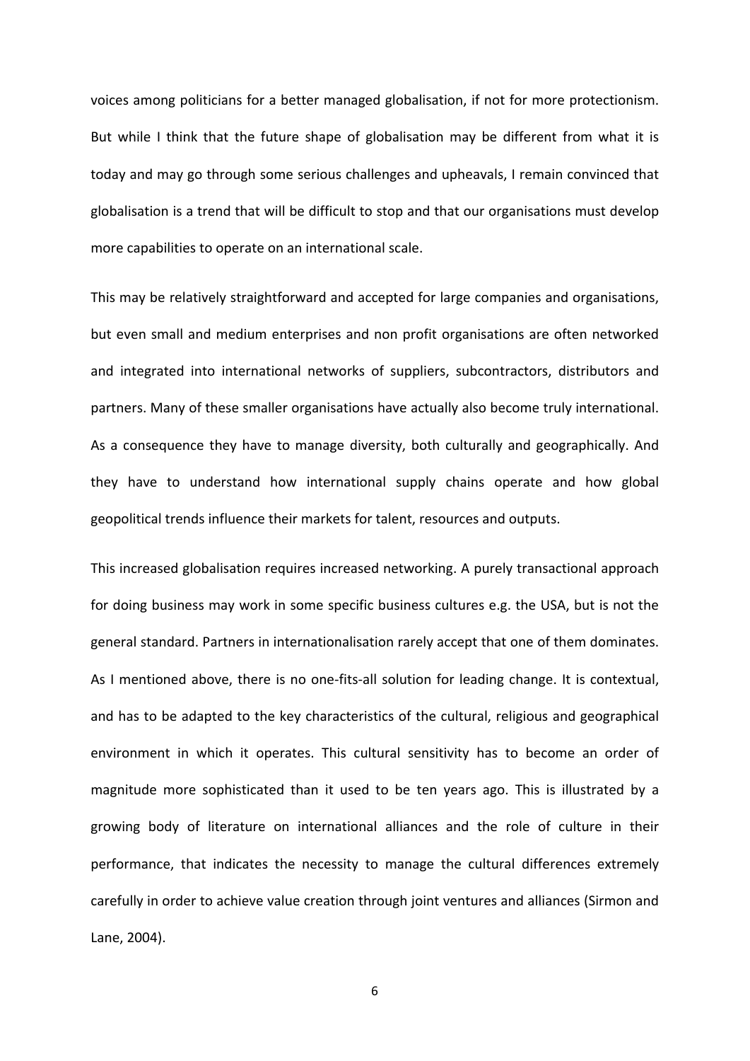voices among politicians for a better managed globalisation, if not for more protectionism. But while I think that the future shape of globalisation may be different from what it is today and may go through some serious challenges and upheavals, I remain convinced that globalisation is a trend that will be difficult to stop and that our organisations must develop more capabilities to operate on an international scale.

This may be relatively straightforward and accepted for large companies and organisations, but even small and medium enterprises and non profit organisations are often networked and integrated into international networks of suppliers, subcontractors, distributors and partners. Many of these smaller organisations have actually also become truly international. As a consequence they have to manage diversity, both culturally and geographically. And they have to understand how international supply chains operate and how global geopolitical trends influence their markets for talent, resources and outputs.

This increased globalisation requires increased networking. A purely transactional approach for doing business may work in some specific business cultures e.g. the USA, but is not the general standard. Partners in internationalisation rarely accept that one of them dominates. As I mentioned above, there is no one-fits-all solution for leading change. It is contextual, and has to be adapted to the key characteristics of the cultural, religious and geographical environment in which it operates. This cultural sensitivity has to become an order of magnitude more sophisticated than it used to be ten years ago. This is illustrated by a growing body of literature on international alliances and the role of culture in their performance, that indicates the necessity to manage the cultural differences extremely carefully in order to achieve value creation through joint ventures and alliances (Sirmon and Lane, 2004).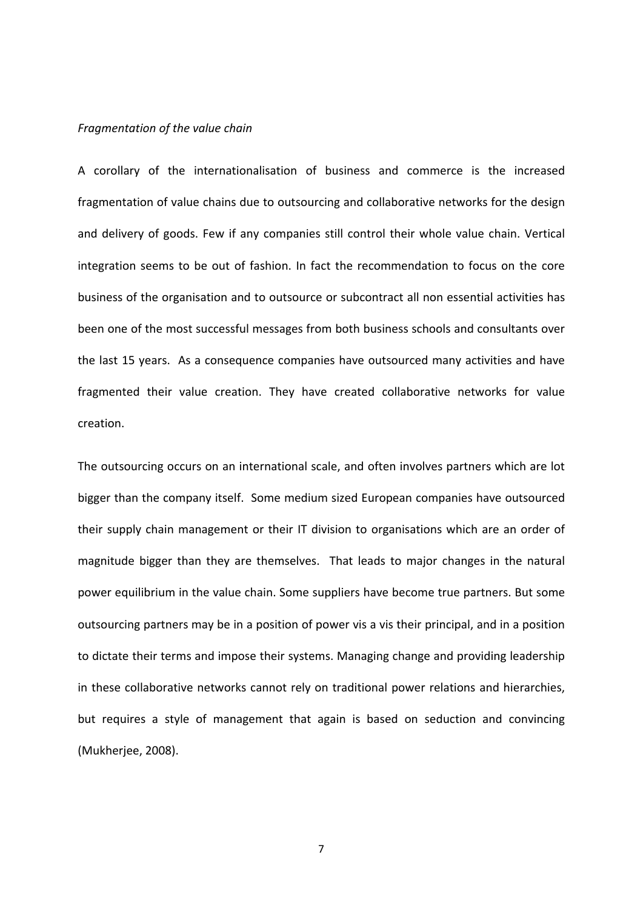*Fragmentation of the value chain*

A corollary of the internationalisation of business and commerce is the increased fragmentation of value chains due to outsourcing and collaborative networks for the design and delivery of goods. Few if any companies still control their whole value chain. Vertical integration seems to be out of fashion. In fact the recommendation to focus on the core business of the organisation and to outsource or subcontract all non essential activities has been one of the most successful messages from both business schools and consultants over the last 15 years. As a consequence companies have outsourced many activities and have fragmented their value creation. They have created collaborative networks for value creation.

The outsourcing occurs on an international scale, and often involves partners which are lot bigger than the company itself. Some medium sized European companies have outsourced their supply chain management or their IT division to organisations which are an order of magnitude bigger than they are themselves. That leads to major changes in the natural power equilibrium in the value chain. Some suppliers have become true partners. But some outsourcing partners may be in a position of power vis a vis their principal, and in a position to dictate their terms and impose their systems. Managing change and providing leadership in these collaborative networks cannot rely on traditional power relations and hierarchies, but requires a style of management that again is based on seduction and convincing (Mukherjee, 2008).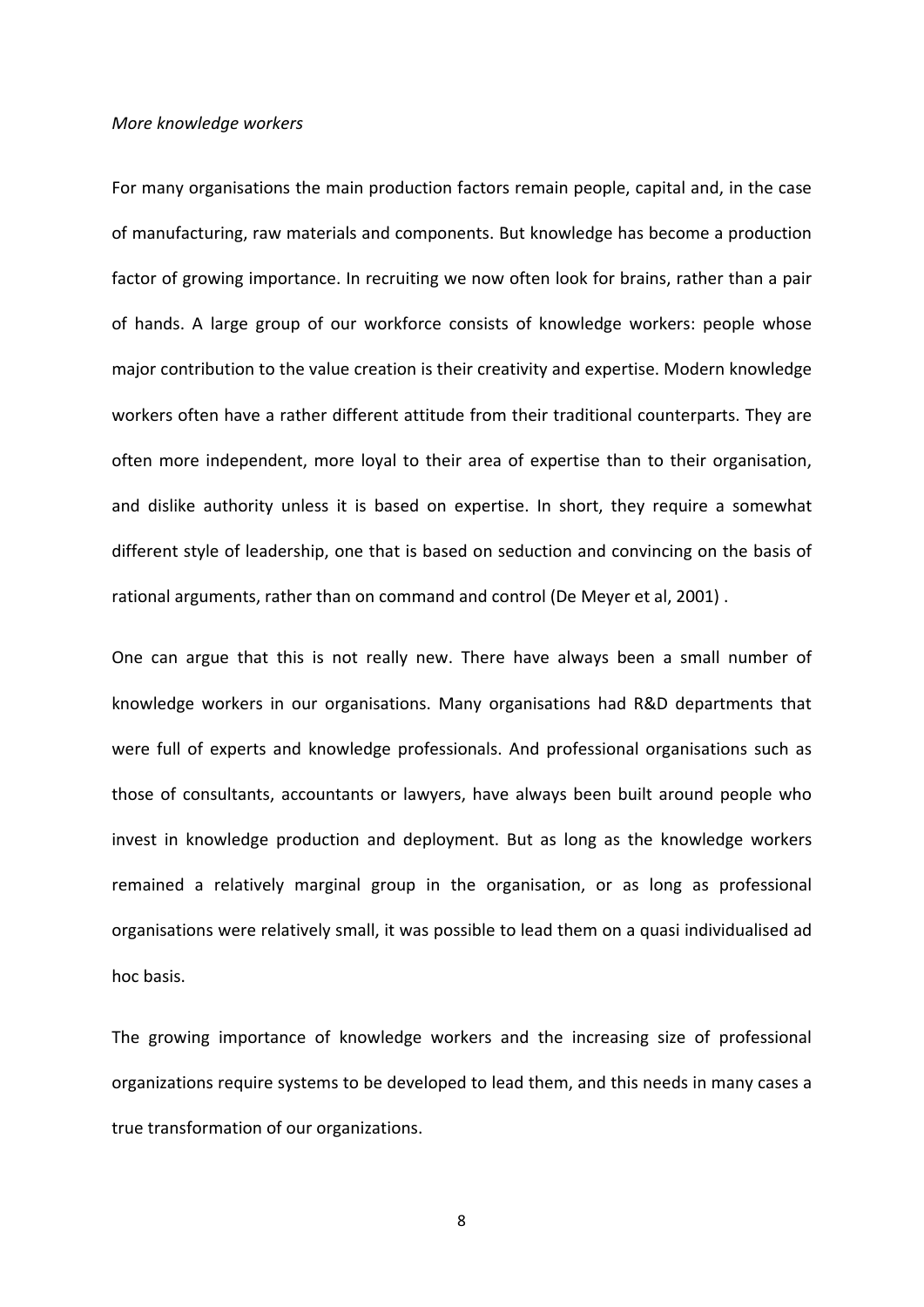*More knowledge workers*

For many organisations the main production factors remain people, capital and, in the case of manufacturing, raw materials and components. But knowledge has become a production factor of growing importance. In recruiting we now often look for brains, rather than a pair of hands. A large group of our workforce consists of knowledge workers: people whose major contribution to the value creation is their creativity and expertise. Modern knowledge workers often have a rather different attitude from their traditional counterparts. They are often more independent, more loyal to their area of expertise than to their organisation, and dislike authority unless it is based on expertise. In short, they require a somewhat different style of leadership, one that is based on seduction and convincing on the basis of rational arguments, rather than on command and control (De Meyer et al, 2001) .

One can argue that this is not really new. There have always been a small number of knowledge workers in our organisations. Many organisations had R&D departments that were full of experts and knowledge professionals. And professional organisations such as those of consultants, accountants or lawyers, have always been built around people who invest in knowledge production and deployment. But as long as the knowledge workers remained a relatively marginal group in the organisation, or as long as professional organisations were relatively small, it was possible to lead them on a quasi individualised ad hoc basis.

The growing importance of knowledge workers and the increasing size of professional organizations require systems to be developed to lead them, and this needs in many cases a true transformation of our organizations.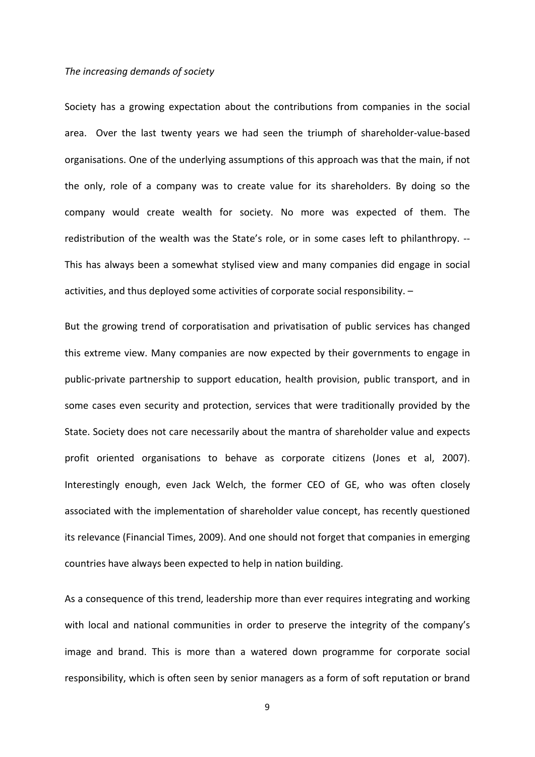*The increasing demands of society*

Society has a growing expectation about the contributions from companies in the social area. Over the last twenty years we had seen the triumph of shareholder-value-based organisations. One of the underlying assumptions of this approach was that the main, if not the only, role of a company was to create value for its shareholders. By doing so the company would create wealth for society. No more was expected of them. The redistribution of the wealth was the State's role, or in some cases left to philanthropy. -- This has always been a somewhat stylised view and many companies did engage in social activities, and thus deployed some activities of corporate social responsibility. –

But the growing trend of corporatisation and privatisation of public services has changed this extreme view. Many companies are now expected by their governments to engage in public-private partnership to support education, health provision, public transport, and in some cases even security and protection, services that were traditionally provided by the State. Society does not care necessarily about the mantra of shareholder value and expects profit oriented organisations to behave as corporate citizens (Jones et al, 2007). Interestingly enough, even Jack Welch, the former CEO of GE, who was often closely associated with the implementation of shareholder value concept, has recently questioned its relevance (Financial Times, 2009). And one should not forget that companies in emerging countries have always been expected to help in nation building.

As a consequence of this trend, leadership more than ever requires integrating and working with local and national communities in order to preserve the integrity of the company's image and brand. This is more than a watered down programme for corporate social responsibility, which is often seen by senior managers as a form of soft reputation or brand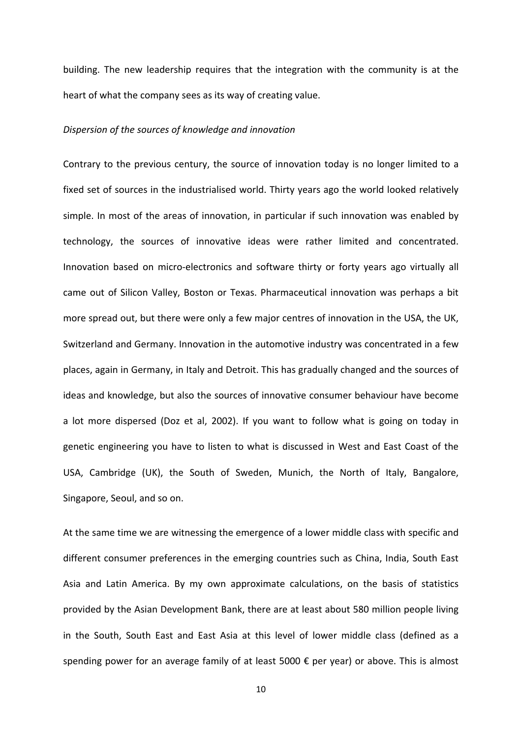building. The new leadership requires that the integration with the community is at the heart of what the company sees as its way of creating value.

*Dispersion of the sources of knowledge and innovation*

Contrary to the previous century, the source of innovation today is no longer limited to a fixed set of sources in the industrialised world. Thirty years ago the world looked relatively simple. In most of the areas of innovation, in particular if such innovation was enabled by technology, the sources of innovative ideas were rather limited and concentrated. Innovation based on micro-electronics and software thirty or forty years ago virtually all came out of Silicon Valley, Boston or Texas. Pharmaceutical innovation was perhaps a bit more spread out, but there were only a few major centres of innovation in the USA, the UK, Switzerland and Germany. Innovation in the automotive industry was concentrated in a few places, again in Germany, in Italy and Detroit. This has gradually changed and the sources of ideas and knowledge, but also the sources of innovative consumer behaviour have become a lot more dispersed (Doz et al, 2002). If you want to follow what is going on today in genetic engineering you have to listen to what is discussed in West and East Coast of the USA, Cambridge (UK), the South of Sweden, Munich, the North of Italy, Bangalore, Singapore, Seoul, and so on.

At the same time we are witnessing the emergence of a lower middle class with specific and different consumer preferences in the emerging countries such as China, India, South East Asia and Latin America. By my own approximate calculations, on the basis of statistics provided by the Asian Development Bank, there are at least about 580 million people living in the South, South East and East Asia at this level of lower middle class (defined as a spending power for an average family of at least 5000 € per year) or above. This is almost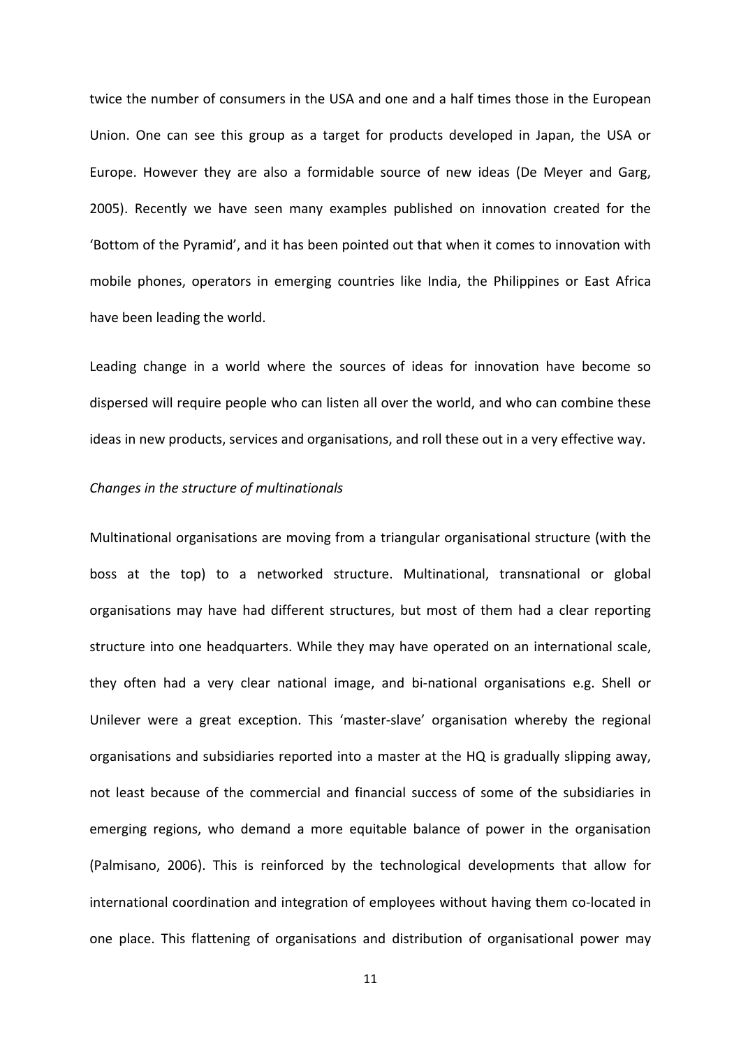twice the number of consumers in the USA and one and a half times those in the European Union. One can see this group as a target for products developed in Japan, the USA or Europe. However they are also a formidable source of new ideas (De Meyer and Garg, 2005). Recently we have seen many examples published on innovation created for the 'Bottom of the Pyramid', and it has been pointed out that when it comes to innovation with mobile phones, operators in emerging countries like India, the Philippines or East Africa have been leading the world.

Leading change in a world where the sources of ideas for innovation have become so dispersed will require people who can listen all over the world, and who can combine these ideas in new products, services and organisations, and roll these out in a very effective way.

*Changes in the structure of multinationals*

Multinational organisations are moving from a triangular organisational structure (with the boss at the top) to a networked structure. Multinational, transnational or global organisations may have had different structures, but most of them had a clear reporting structure into one headquarters. While they may have operated on an international scale, they often had a very clear national image, and bi-national organisations e.g. Shell or Unilever were a great exception. This 'master-slave' organisation whereby the regional organisations and subsidiaries reported into a master at the HQ is gradually slipping away, not least because of the commercial and financial success of some of the subsidiaries in emerging regions, who demand a more equitable balance of power in the organisation (Palmisano, 2006). This is reinforced by the technological developments that allow for international coordination and integration of employees without having them co-located in one place. This flattening of organisations and distribution of organisational power may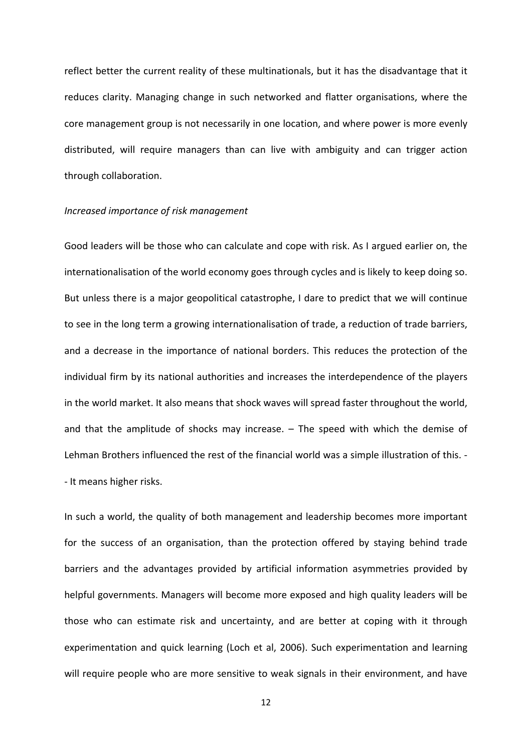reflect better the current reality of these multinationals, but it has the disadvantage that it reduces clarity. Managing change in such networked and flatter organisations, where the core management group is not necessarily in one location, and where power is more evenly distributed, will require managers than can live with ambiguity and can trigger action through collaboration.

*Increased importance of risk management*

Good leaders will be those who can calculate and cope with risk. As I argued earlier on, the internationalisation of the world economy goes through cycles and is likely to keep doing so. But unless there is a major geopolitical catastrophe, I dare to predict that we will continue to see in the long term a growing internationalisation of trade, a reduction of trade barriers, and a decrease in the importance of national borders. This reduces the protection of the individual firm by its national authorities and increases the interdependence of the players in the world market. It also means that shock waves will spread faster throughout the world, and that the amplitude of shocks may increase. – The speed with which the demise of Lehman Brothers influenced the rest of the financial world was a simple illustration of this. -- It means higher risks.

In such a world, the quality of both management and leadership becomes more important for the success of an organisation, than the protection offered by staying behind trade barriers and the advantages provided by artificial information asymmetries provided by helpful governments. Managers will become more exposed and high quality leaders will be those who can estimate risk and uncertainty, and are better at coping with it through experimentation and quick learning (Loch et al, 2006). Such experimentation and learning will require people who are more sensitive to weak signals in their environment, and have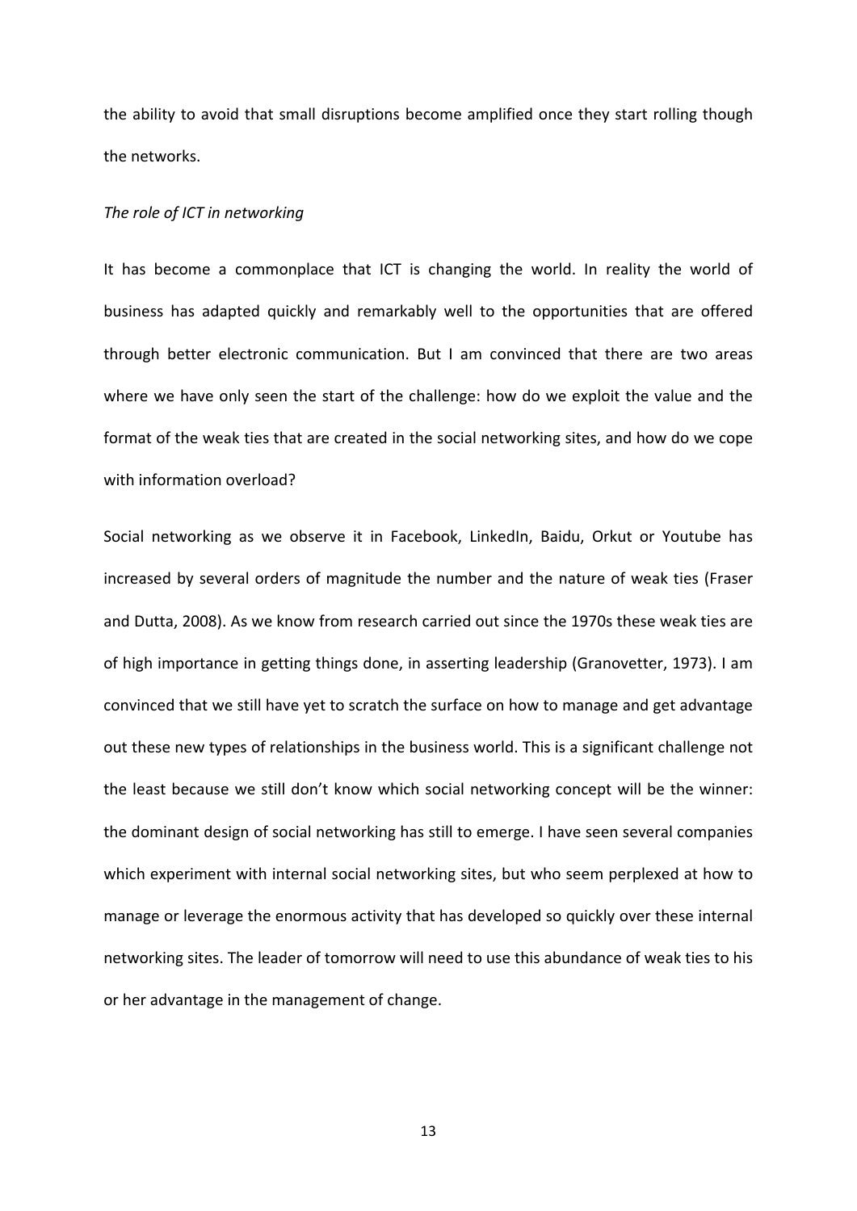the ability to avoid that small disruptions become amplified once they start rolling though the networks.

*The role of ICT in networking*

It has become a commonplace that ICT is changing the world. In reality the world of business has adapted quickly and remarkably well to the opportunities that are offered through better electronic communication. But I am convinced that there are two areas where we have only seen the start of the challenge: how do we exploit the value and the format of the weak ties that are created in the social networking sites, and how do we cope with information overload?

Social networking as we observe it in Facebook, LinkedIn, Baidu, Orkut or Youtube has increased by several orders of magnitude the number and the nature of weak ties (Fraser and Dutta, 2008). As we know from research carried out since the 1970s these weak ties are of high importance in getting things done, in asserting leadership (Granovetter, 1973). I am convinced that we still have yet to scratch the surface on how to manage and get advantage out these new types of relationships in the business world. This is a significant challenge not the least because we still don't know which social networking concept will be the winner: the dominant design of social networking has still to emerge. I have seen several companies which experiment with internal social networking sites, but who seem perplexed at how to manage or leverage the enormous activity that has developed so quickly over these internal networking sites. The leader of tomorrow will need to use this abundance of weak ties to his or her advantage in the management of change.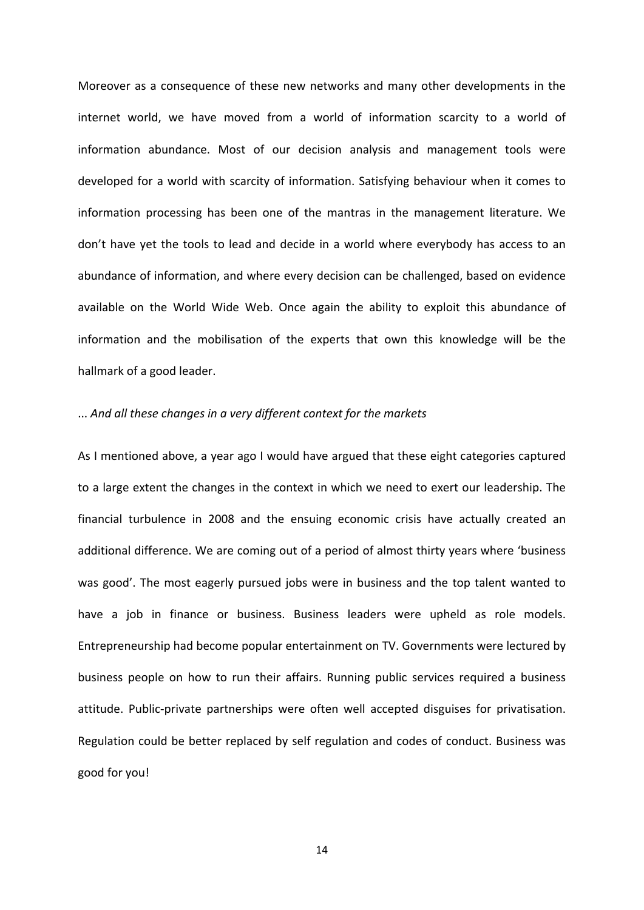Moreover as a consequence of these new networks and many other developments in the internet world, we have moved from a world of information scarcity to a world of information abundance. Most of our decision analysis and management tools were developed for a world with scarcity of information. Satisfying behaviour when it comes to information processing has been one of the mantras in the management literature. We don't have yet the tools to lead and decide in a world where everybody has access to an abundance of information, and where every decision can be challenged, based on evidence available on the World Wide Web. Once again the ability to exploit this abundance of information and the mobilisation of the experts that own this knowledge will be the hallmark of a good leader.

*... And all these changes in a very different context for the markets*

As I mentioned above, a year ago I would have argued that these eight categories captured to a large extent the changes in the context in which we need to exert our leadership. The financial turbulence in 2008 and the ensuing economic crisis have actually created an additional difference. We are coming out of a period of almost thirty years where 'business was good'. The most eagerly pursued jobs were in business and the top talent wanted to have a job in finance or business. Business leaders were upheld as role models. Entrepreneurship had become popular entertainment on TV. Governments were lectured by business people on how to run their affairs. Running public services required a business attitude. Public-private partnerships were often well accepted disguises for privatisation. Regulation could be better replaced by self regulation and codes of conduct. Business was good for you!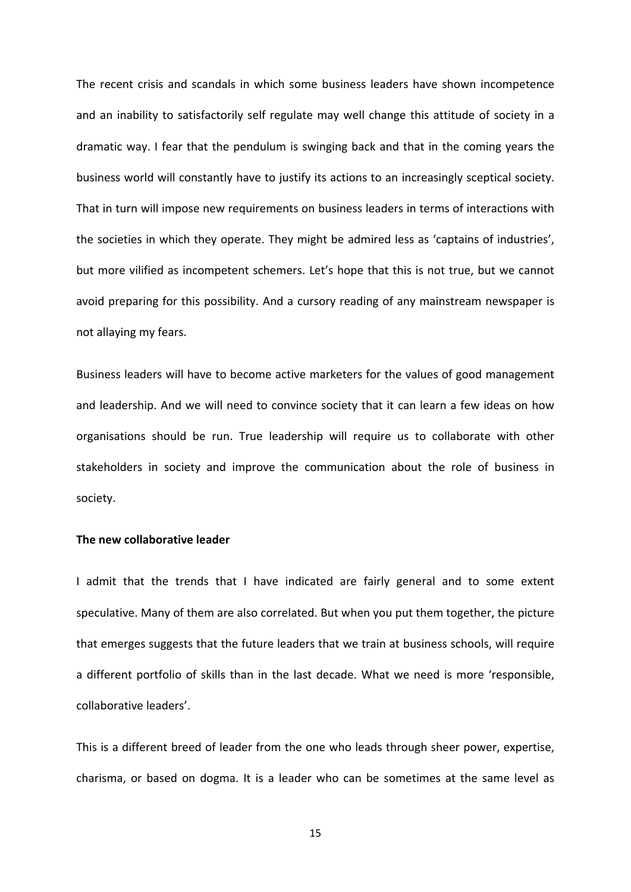The recent crisis and scandals in which some business leaders have shown incompetence and an inability to satisfactorily self regulate may well change this attitude of society in a dramatic way. I fear that the pendulum is swinging back and that in the coming years the business world will constantly have to justify its actions to an increasingly sceptical society. That in turn will impose new requirements on business leaders in terms of interactions with the societies in which they operate. They might be admired less as 'captains of industries', but more vilified as incompetent schemers. Let's hope that this is not true, but we cannot avoid preparing for this possibility. And a cursory reading of any mainstream newspaper is not allaying my fears.

Business leaders will have to become active marketers for the values of good management and leadership. And we will need to convince society that it can learn a few ideas on how organisations should be run. True leadership will require us to collaborate with other stakeholders in society and improve the communication about the role of business in society.

**The new collaborative leader**

I admit that the trends that I have indicated are fairly general and to some extent speculative. Many of them are also correlated. But when you put them together, the picture that emerges suggests that the future leaders that we train at business schools, will require a different portfolio of skills than in the last decade. What we need is more 'responsible, collaborative leaders'.

This is a different breed of leader from the one who leads through sheer power, expertise, charisma, or based on dogma. It is a leader who can be sometimes at the same level as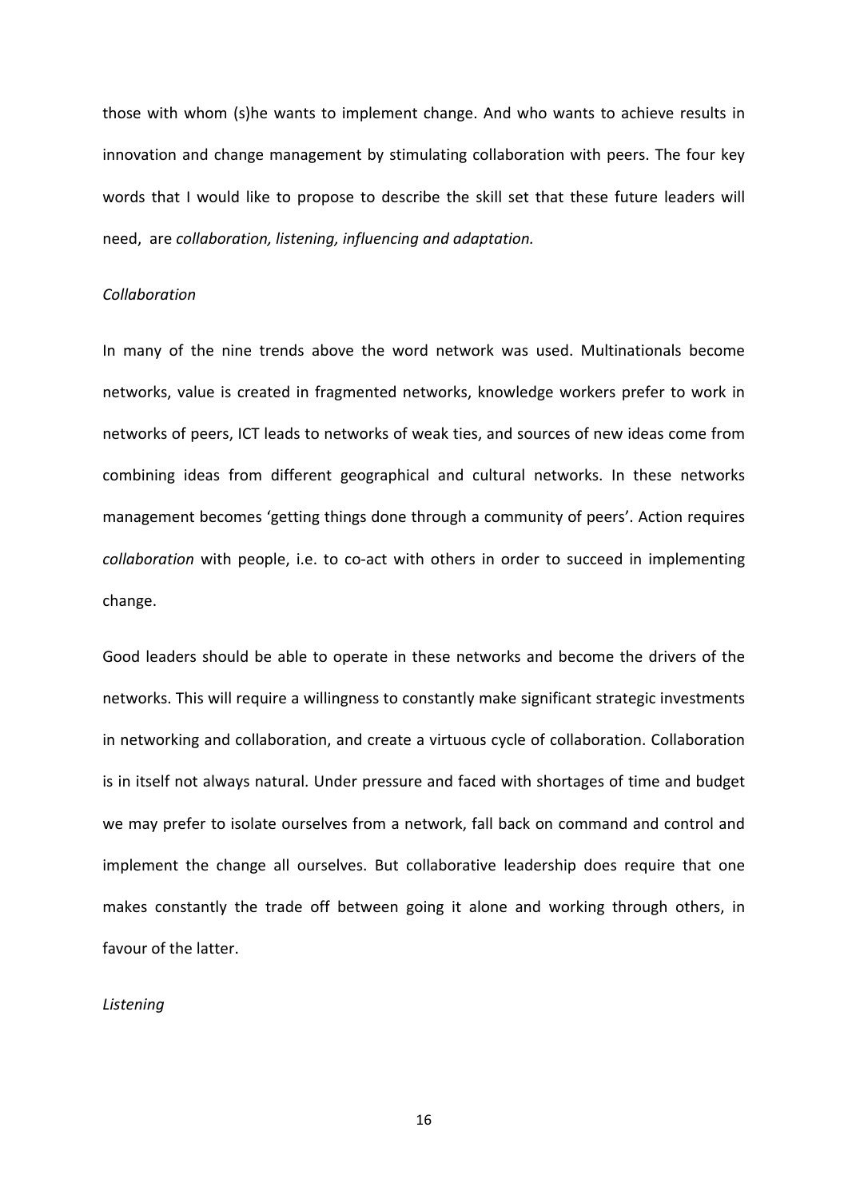those with whom (s)he wants to implement change. And who wants to achieve results in innovation and change management by stimulating collaboration with peers. The four key words that I would like to propose to describe the skill set that these future leaders will need, are *collaboration, listening, influencing and adaptation.*

*Collaboration*

In many of the nine trends above the word network was used. Multinationals become networks, value is created in fragmented networks, knowledge workers prefer to work in networks of peers, ICT leads to networks of weak ties, and sources of new ideas come from combining ideas from different geographical and cultural networks. In these networks management becomes 'getting things done through a community of peers'. Action requires *collaboration* with people, i.e. to co-act with others in order to succeed in implementing change.

Good leaders should be able to operate in these networks and become the drivers of the networks. This will require a willingness to constantly make significant strategic investments in networking and collaboration, and create a virtuous cycle of collaboration. Collaboration is in itself not always natural. Under pressure and faced with shortages of time and budget we may prefer to isolate ourselves from a network, fall back on command and control and implement the change all ourselves. But collaborative leadership does require that one makes constantly the trade off between going it alone and working through others, in favour of the latter.

*Listening*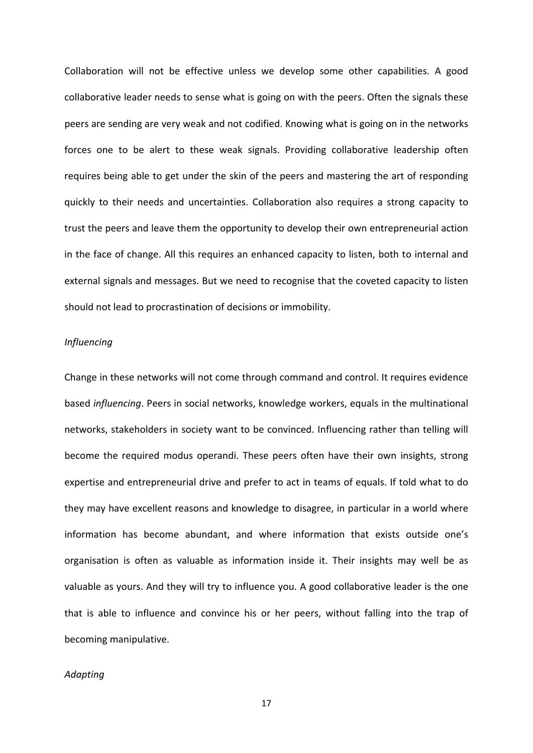Collaboration will not be effective unless we develop some other capabilities. A good collaborative leader needs to sense what is going on with the peers. Often the signals these peers are sending are very weak and not codified. Knowing what is going on in the networks forces one to be alert to these weak signals. Providing collaborative leadership often requires being able to get under the skin of the peers and mastering the art of responding quickly to their needs and uncertainties. Collaboration also requires a strong capacity to trust the peers and leave them the opportunity to develop their own entrepreneurial action in the face of change. All this requires an enhanced capacity to listen, both to internal and external signals and messages. But we need to recognise that the coveted capacity to listen should not lead to procrastination of decisions or immobility.

*Influencing*

Change in these networks will not come through command and control. It requires evidence based *influencing*. Peers in social networks, knowledge workers, equals in the multinational networks, stakeholders in society want to be convinced. Influencing rather than telling will become the required modus operandi. These peers often have their own insights, strong expertise and entrepreneurial drive and prefer to act in teams of equals. If told what to do they may have excellent reasons and knowledge to disagree, in particular in a world where information has become abundant, and where information that exists outside one's organisation is often as valuable as information inside it. Their insights may well be as valuable as yours. And they will try to influence you. A good collaborative leader is the one that is able to influence and convince his or her peers, without falling into the trap of becoming manipulative.

*Adapting*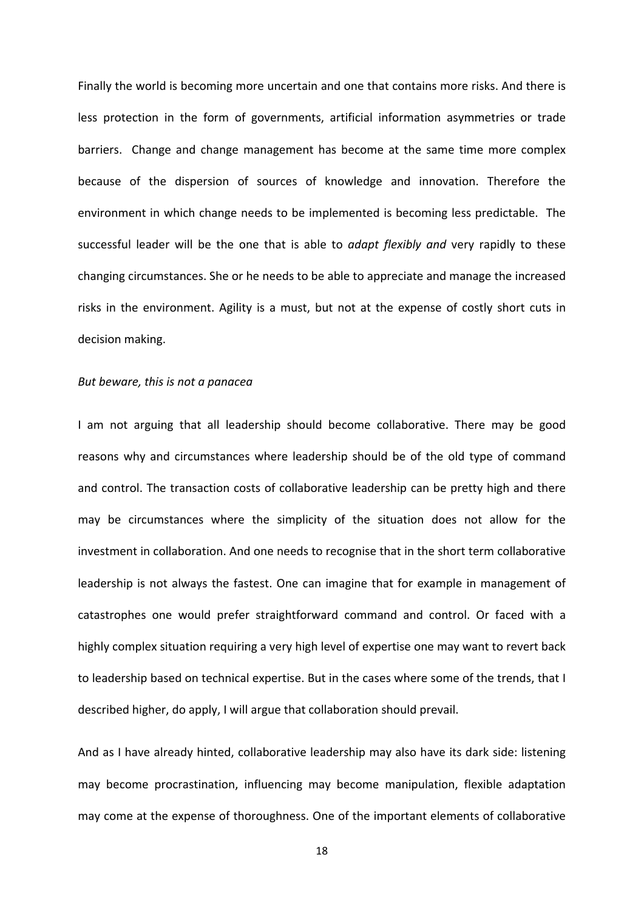Finally the world is becoming more uncertain and one that contains more risks. And there is less protection in the form of governments, artificial information asymmetries or trade barriers. Change and change management has become at the same time more complex because of the dispersion of sources of knowledge and innovation. Therefore the environment in which change needs to be implemented is becoming less predictable. The successful leader will be the one that is able to *adapt flexibly and* very rapidly to these changing circumstances. She or he needs to be able to appreciate and manage the increased risks in the environment. Agility is a must, but not at the expense of costly short cuts in decision making.

*But beware, this is not a panacea*

I am not arguing that all leadership should become collaborative. There may be good reasons why and circumstances where leadership should be of the old type of command and control. The transaction costs of collaborative leadership can be pretty high and there may be circumstances where the simplicity of the situation does not allow for the investment in collaboration. And one needs to recognise that in the short term collaborative leadership is not always the fastest. One can imagine that for example in management of catastrophes one would prefer straightforward command and control. Or faced with a highly complex situation requiring a very high level of expertise one may want to revert back to leadership based on technical expertise. But in the cases where some of the trends, that I described higher, do apply, I will argue that collaboration should prevail.

And as I have already hinted, collaborative leadership may also have its dark side: listening may become procrastination, influencing may become manipulation, flexible adaptation may come at the expense of thoroughness. One of the important elements of collaborative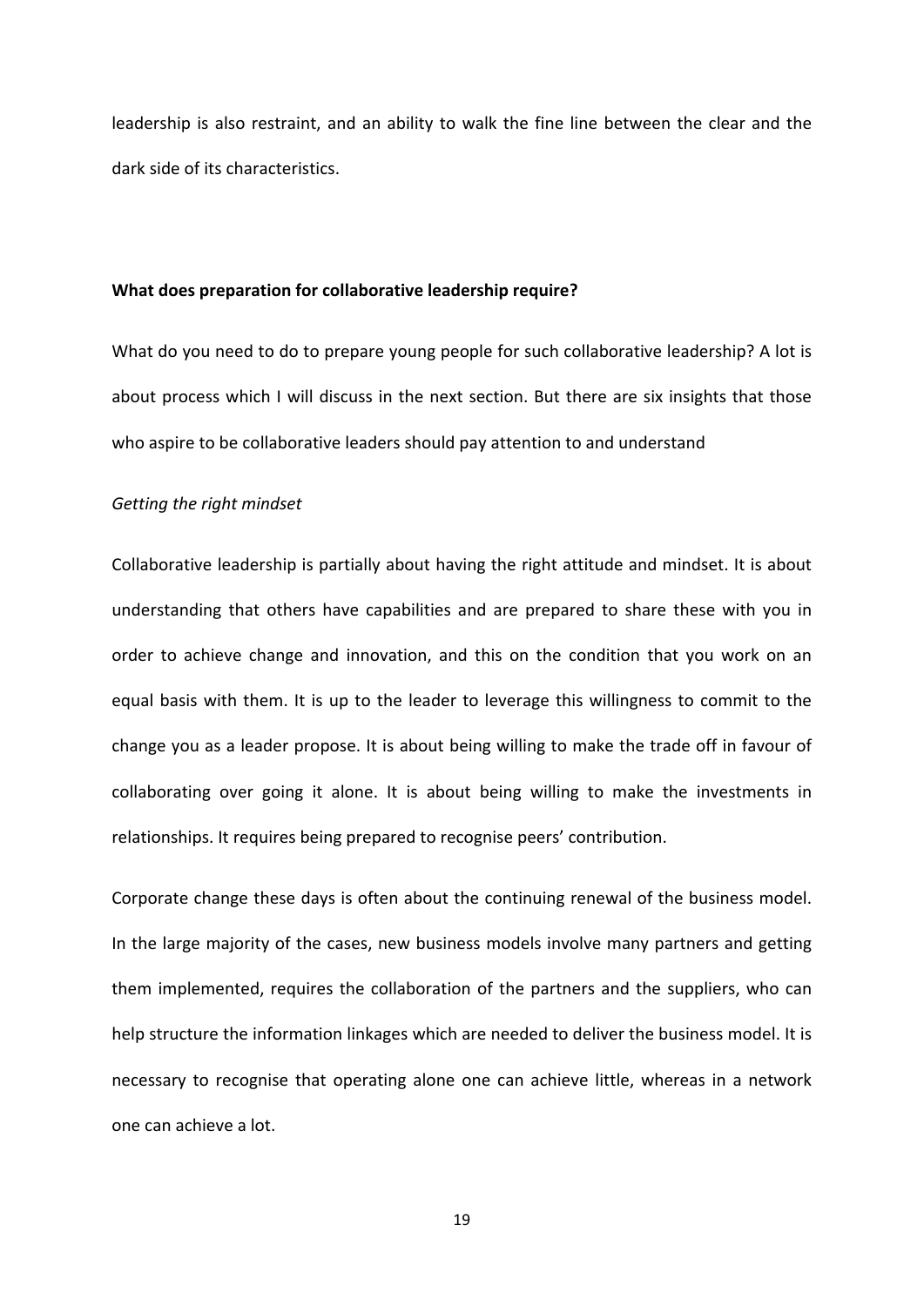leadership is also restraint, and an ability to walk the fine line between the clear and the dark side of its characteristics.

**What does preparation for collaborative leadership require?**

What do you need to do to prepare young people for such collaborative leadership? A lot is about process which I will discuss in the next section. But there are six insights that those who aspire to be collaborative leaders should pay attention to and understand

*Getting the right mindset*

Collaborative leadership is partially about having the right attitude and mindset. It is about understanding that others have capabilities and are prepared to share these with you in order to achieve change and innovation, and this on the condition that you work on an equal basis with them. It is up to the leader to leverage this willingness to commit to the change you as a leader propose. It is about being willing to make the trade off in favour of collaborating over going it alone. It is about being willing to make the investments in relationships. It requires being prepared to recognise peers' contribution.

Corporate change these days is often about the continuing renewal of the business model. In the large majority of the cases, new business models involve many partners and getting them implemented, requires the collaboration of the partners and the suppliers, who can help structure the information linkages which are needed to deliver the business model. It is necessary to recognise that operating alone one can achieve little, whereas in a network one can achieve a lot.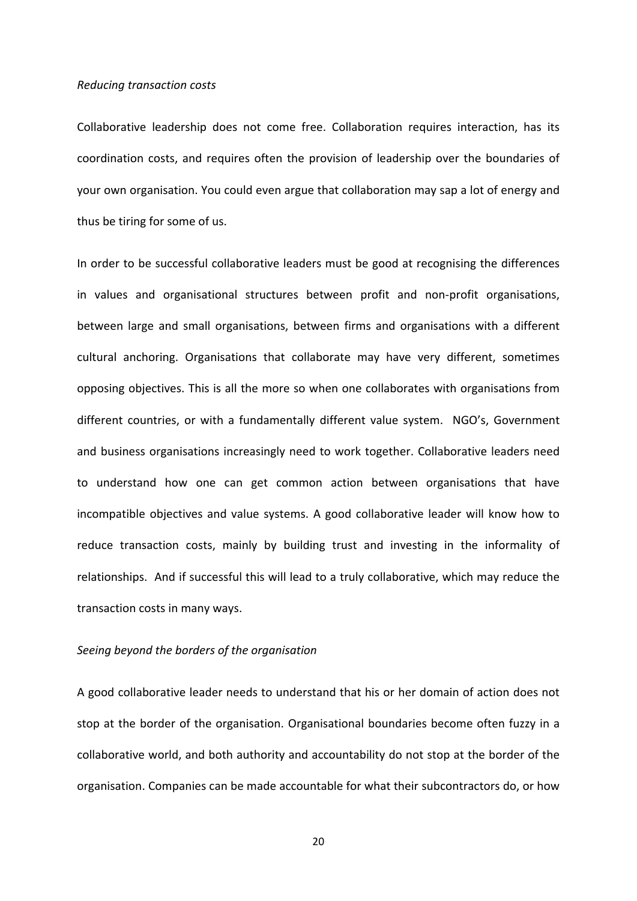*Reducing transaction costs*

Collaborative leadership does not come free. Collaboration requires interaction, has its coordination costs, and requires often the provision of leadership over the boundaries of your own organisation. You could even argue that collaboration may sap a lot of energy and thus be tiring for some of us.

In order to be successful collaborative leaders must be good at recognising the differences in values and organisational structures between profit and non-profit organisations, between large and small organisations, between firms and organisations with a different cultural anchoring. Organisations that collaborate may have very different, sometimes opposing objectives. This is all the more so when one collaborates with organisations from different countries, or with a fundamentally different value system. NGO's, Government and business organisations increasingly need to work together. Collaborative leaders need to understand how one can get common action between organisations that have incompatible objectives and value systems. A good collaborative leader will know how to reduce transaction costs, mainly by building trust and investing in the informality of relationships. And if successful this will lead to a truly collaborative, which may reduce the transaction costs in many ways.

*Seeing beyond the borders of the organisation*

A good collaborative leader needs to understand that his or her domain of action does not stop at the border of the organisation. Organisational boundaries become often fuzzy in a collaborative world, and both authority and accountability do not stop at the border of the organisation. Companies can be made accountable for what their subcontractors do, or how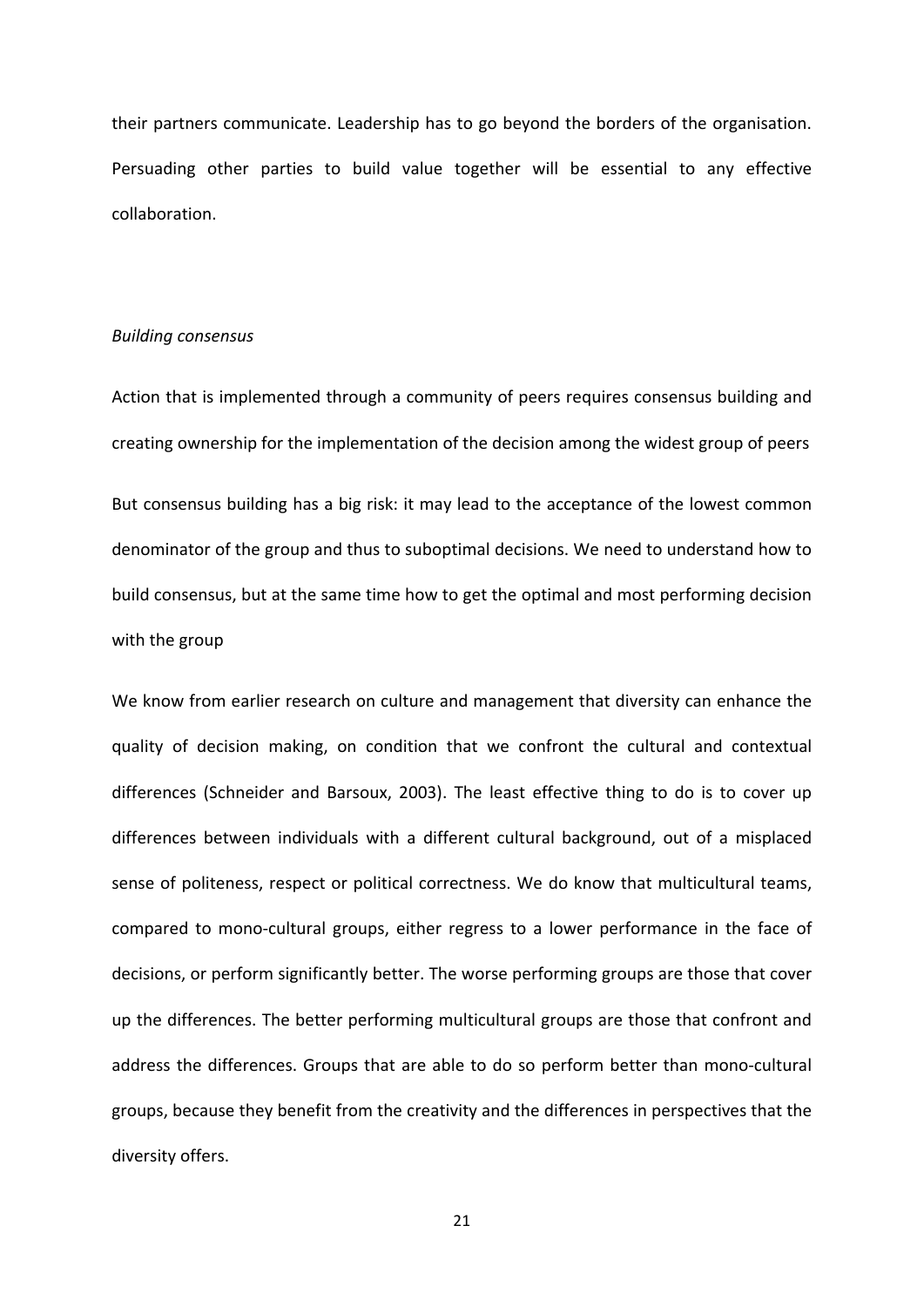their partners communicate. Leadership has to go beyond the borders of the organisation. Persuading other parties to build value together will be essential to any effective collaboration.

*Building consensus*

Action that is implemented through a community of peers requires consensus building and creating ownership for the implementation of the decision among the widest group of peers

But consensus building has a big risk: it may lead to the acceptance of the lowest common denominator of the group and thus to suboptimal decisions. We need to understand how to build consensus, but at the same time how to get the optimal and most performing decision with the group

We know from earlier research on culture and management that diversity can enhance the quality of decision making, on condition that we confront the cultural and contextual differences (Schneider and Barsoux, 2003). The least effective thing to do is to cover up differences between individuals with a different cultural background, out of a misplaced sense of politeness, respect or political correctness. We do know that multicultural teams, compared to mono-cultural groups, either regress to a lower performance in the face of decisions, or perform significantly better. The worse performing groups are those that cover up the differences. The better performing multicultural groups are those that confront and address the differences. Groups that are able to do so perform better than mono-cultural groups, because they benefit from the creativity and the differences in perspectives that the diversity offers.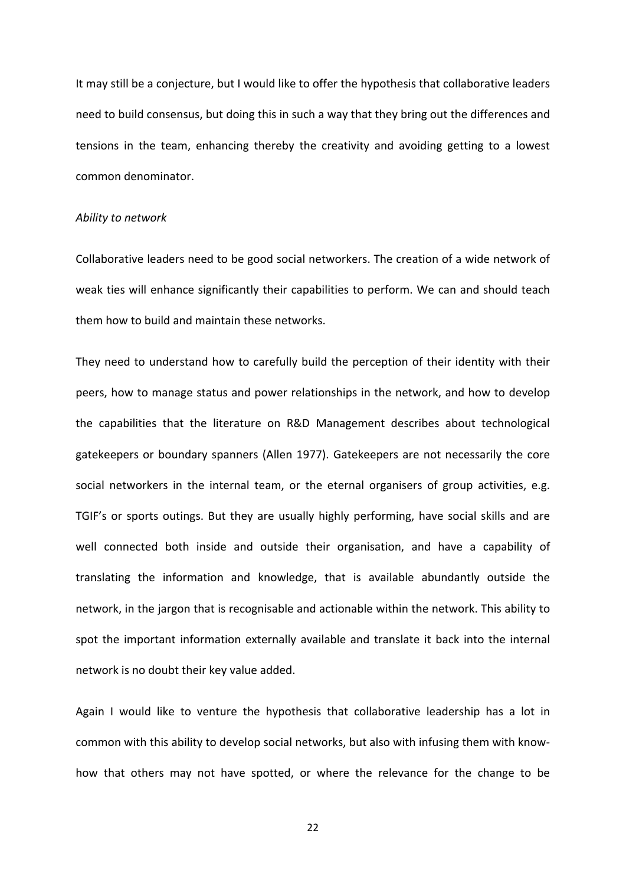It may still be a conjecture, but I would like to offer the hypothesis that collaborative leaders need to build consensus, but doing this in such a way that they bring out the differences and tensions in the team, enhancing thereby the creativity and avoiding getting to a lowest common denominator.

*Ability to network*

Collaborative leaders need to be good social networkers. The creation of a wide network of weak ties will enhance significantly their capabilities to perform. We can and should teach them how to build and maintain these networks.

They need to understand how to carefully build the perception of their identity with their peers, how to manage status and power relationships in the network, and how to develop the capabilities that the literature on R&D Management describes about technological gatekeepers or boundary spanners (Allen 1977). Gatekeepers are not necessarily the core social networkers in the internal team, or the eternal organisers of group activities, e.g. TGIF's or sports outings. But they are usually highly performing, have social skills and are well connected both inside and outside their organisation, and have a capability of translating the information and knowledge, that is available abundantly outside the network, in the jargon that is recognisable and actionable within the network. This ability to spot the important information externally available and translate it back into the internal network is no doubt their key value added.

Again I would like to venture the hypothesis that collaborative leadership has a lot in common with this ability to develop social networks, but also with infusing them with know-how that others may not have spotted, or where the relevance for the change to be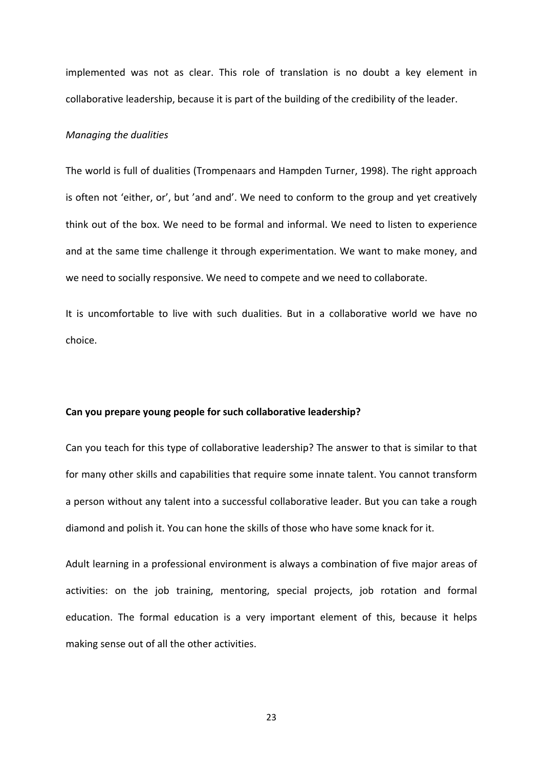implemented was not as clear. This role of translation is no doubt a key element in collaborative leadership, because it is part of the building of the credibility of the leader.

*Managing the dualities*

The world is full of dualities (Trompenaars and Hampden Turner, 1998). The right approach is often not 'either, or', but 'and and'. We need to conform to the group and yet creatively think out of the box. We need to be formal and informal. We need to listen to experience and at the same time challenge it through experimentation. We want to make money, and we need to socially responsive. We need to compete and we need to collaborate.

It is uncomfortable to live with such dualities. But in a collaborative world we have no choice.

**Can you prepare young people for such collaborative leadership?**

Can you teach for this type of collaborative leadership? The answer to that is similar to that for many other skills and capabilities that require some innate talent. You cannot transform a person without any talent into a successful collaborative leader. But you can take a rough diamond and polish it. You can hone the skills of those who have some knack for it.

Adult learning in a professional environment is always a combination of five major areas of activities: on the job training, mentoring, special projects, job rotation and formal education. The formal education is a very important element of this, because it helps making sense out of all the other activities.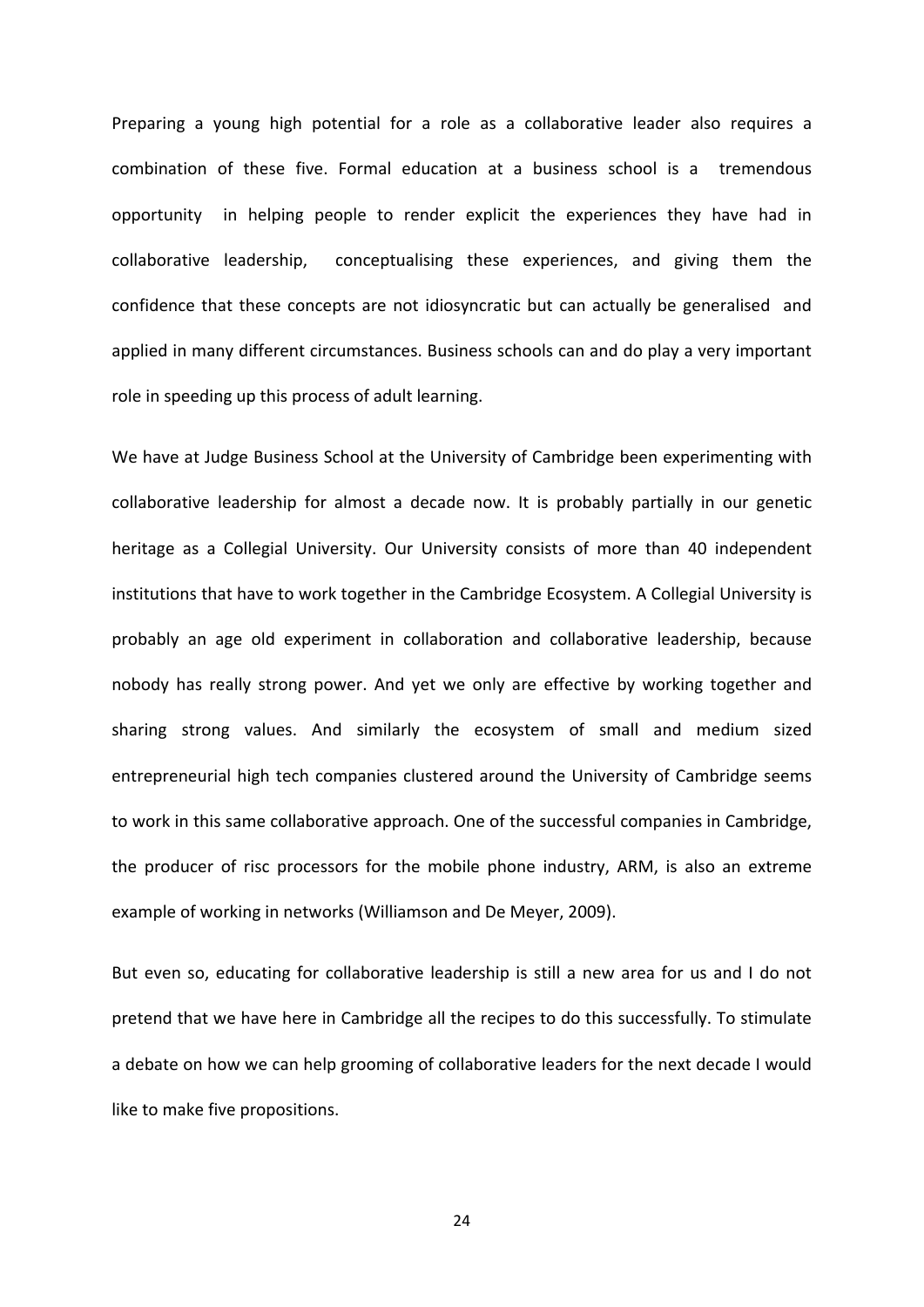Preparing a young high potential for a role as a collaborative leader also requires a combination of these five. Formal education at a business school is a tremendous opportunity in helping people to render explicit the experiences they have had in collaborative leadership, conceptualising these experiences, and giving them the confidence that these concepts are not idiosyncratic but can actually be generalised and applied in many different circumstances. Business schools can and do play a very important role in speeding up this process of adult learning.

We have at Judge Business School at the University of Cambridge been experimenting with collaborative leadership for almost a decade now. It is probably partially in our genetic heritage as a Collegial University. Our University consists of more than 40 independent institutions that have to work together in the Cambridge Ecosystem. A Collegial University is probably an age old experiment in collaboration and collaborative leadership, because nobody has really strong power. And yet we only are effective by working together and sharing strong values. And similarly the ecosystem of small and medium sized entrepreneurial high tech companies clustered around the University of Cambridge seems to work in this same collaborative approach. One of the successful companies in Cambridge, the producer of risc processors for the mobile phone industry, ARM, is also an extreme example of working in networks (Williamson and De Meyer, 2009).

But even so, educating for collaborative leadership is still a new area for us and I do not pretend that we have here in Cambridge all the recipes to do this successfully. To stimulate a debate on how we can help grooming of collaborative leaders for the next decade I would like to make five propositions.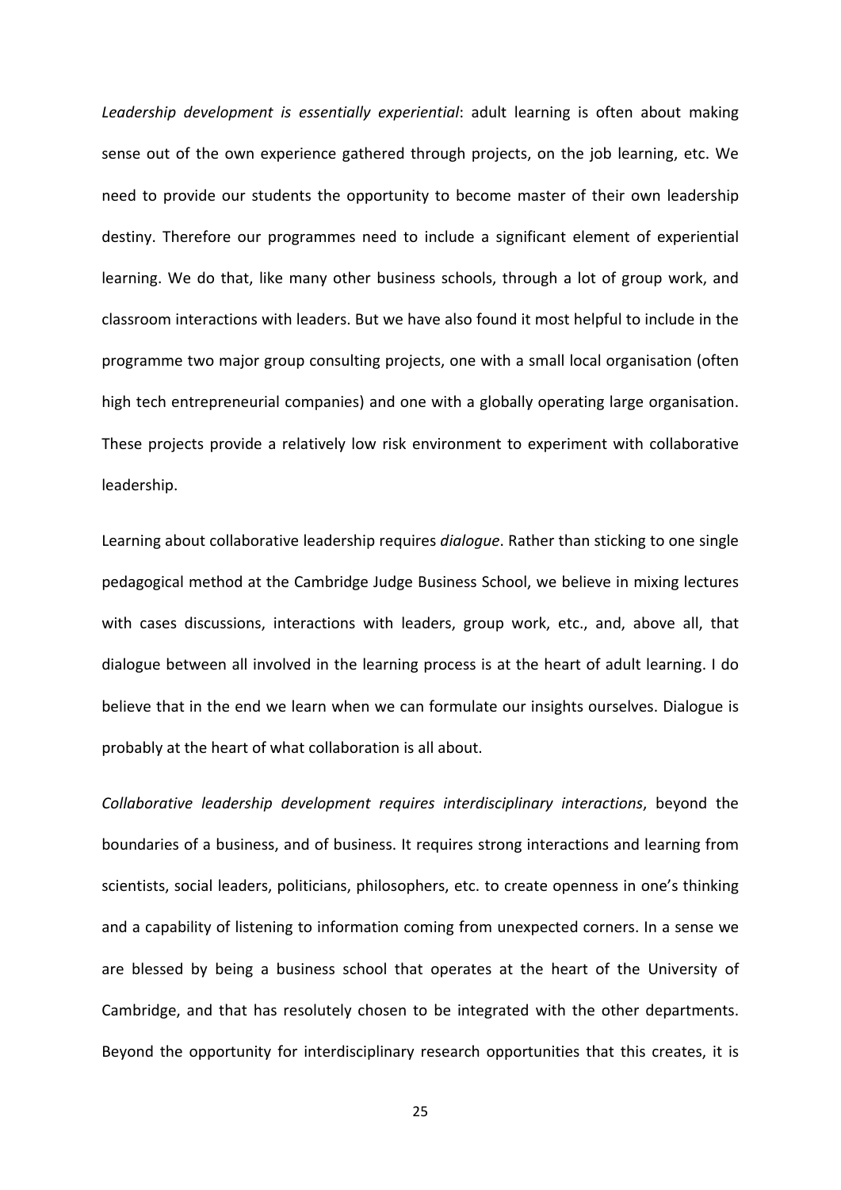*Leadership development is essentially experiential*: adult learning is often about making sense out of the own experience gathered through projects, on the job learning, etc. We need to provide our students the opportunity to become master of their own leadership destiny. Therefore our programmes need to include a significant element of experiential learning. We do that, like many other business schools, through a lot of group work, and classroom interactions with leaders. But we have also found it most helpful to include in the programme two major group consulting projects, one with a small local organisation (often high tech entrepreneurial companies) and one with a globally operating large organisation. These projects provide a relatively low risk environment to experiment with collaborative leadership.

Learning about collaborative leadership requires *dialogue*. Rather than sticking to one single pedagogical method at the Cambridge Judge Business School, we believe in mixing lectures with cases discussions, interactions with leaders, group work, etc., and, above all, that dialogue between all involved in the learning process is at the heart of adult learning. I do believe that in the end we learn when we can formulate our insights ourselves. Dialogue is probably at the heart of what collaboration is all about.

*Collaborative leadership development requires interdisciplinary interactions*, beyond the boundaries of a business, and of business. It requires strong interactions and learning from scientists, social leaders, politicians, philosophers, etc. to create openness in one's thinking and a capability of listening to information coming from unexpected corners. In a sense we are blessed by being a business school that operates at the heart of the University of Cambridge, and that has resolutely chosen to be integrated with the other departments. Beyond the opportunity for interdisciplinary research opportunities that this creates, it is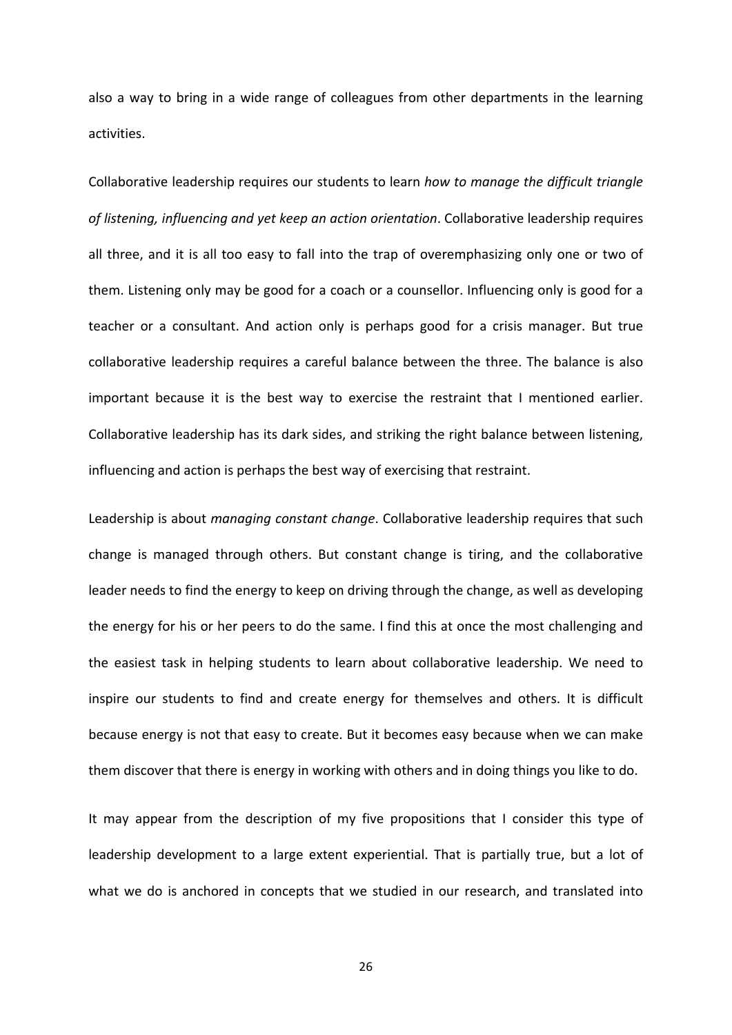also a way to bring in a wide range of colleagues from other departments in the learning activities.

Collaborative leadership requires our students to learn *how to manage the difficult triangle of listening, influencing and yet keep an action orientation*. Collaborative leadership requires all three, and it is all too easy to fall into the trap of overemphasizing only one or two of them. Listening only may be good for a coach or a counsellor. Influencing only is good for a teacher or a consultant. And action only is perhaps good for a crisis manager. But true collaborative leadership requires a careful balance between the three. The balance is also important because it is the best way to exercise the restraint that I mentioned earlier. Collaborative leadership has its dark sides, and striking the right balance between listening, influencing and action is perhaps the best way of exercising that restraint.

Leadership is about *managing constant change*. Collaborative leadership requires that such change is managed through others. But constant change is tiring, and the collaborative leader needs to find the energy to keep on driving through the change, as well as developing the energy for his or her peers to do the same. I find this at once the most challenging and the easiest task in helping students to learn about collaborative leadership. We need to inspire our students to find and create energy for themselves and others. It is difficult because energy is not that easy to create. But it becomes easy because when we can make them discover that there is energy in working with others and in doing things you like to do.

It may appear from the description of my five propositions that I consider this type of leadership development to a large extent experiential. That is partially true, but a lot of what we do is anchored in concepts that we studied in our research, and translated into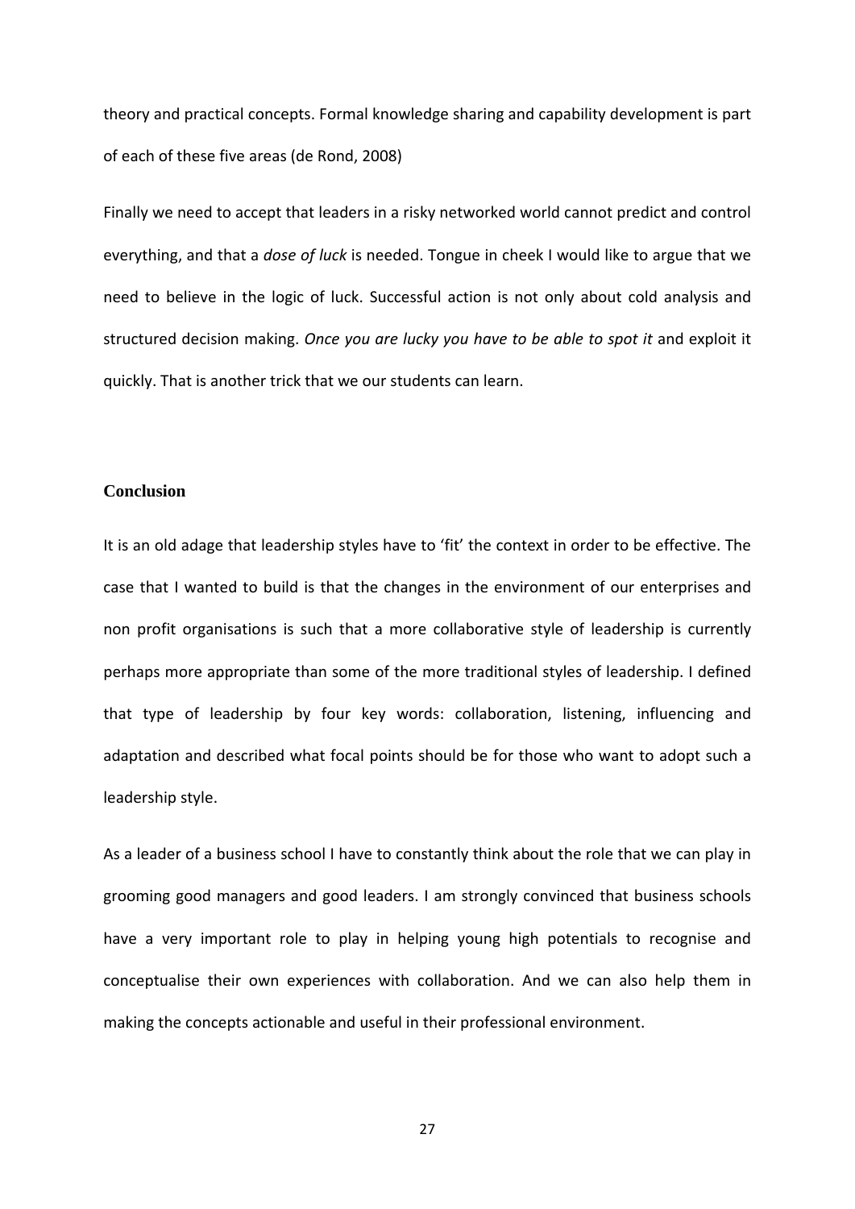theory and practical concepts. Formal knowledge sharing and capability development is part of each of these five areas (de Rond, 2008)

Finally we need to accept that leaders in a risky networked world cannot predict and control everything, and that a *dose of luck* is needed. Tongue in cheek I would like to argue that we need to believe in the logic of luck. Successful action is not only about cold analysis and structured decision making. *Once you are lucky you have to be able to spot it* and exploit it quickly. That is another trick that we our students can learn.

## Conclusion

It is an old adage that leadership styles have to 'fit' the context in order to be effective. The case that I wanted to build is that the changes in the environment of our enterprises and non profit organisations is such that a more collaborative style of leadership is currently perhaps more appropriate than some of the more traditional styles of leadership. I defined that type of leadership by four key words: collaboration, listening, influencing and adaptation and described what focal points should be for those who want to adopt such a leadership style.

As a leader of a business school I have to constantly think about the role that we can play in grooming good managers and good leaders. I am strongly convinced that business schools have a very important role to play in helping young high potentials to recognise and conceptualise their own experiences with collaboration. And we can also help them in making the concepts actionable and useful in their professional environment.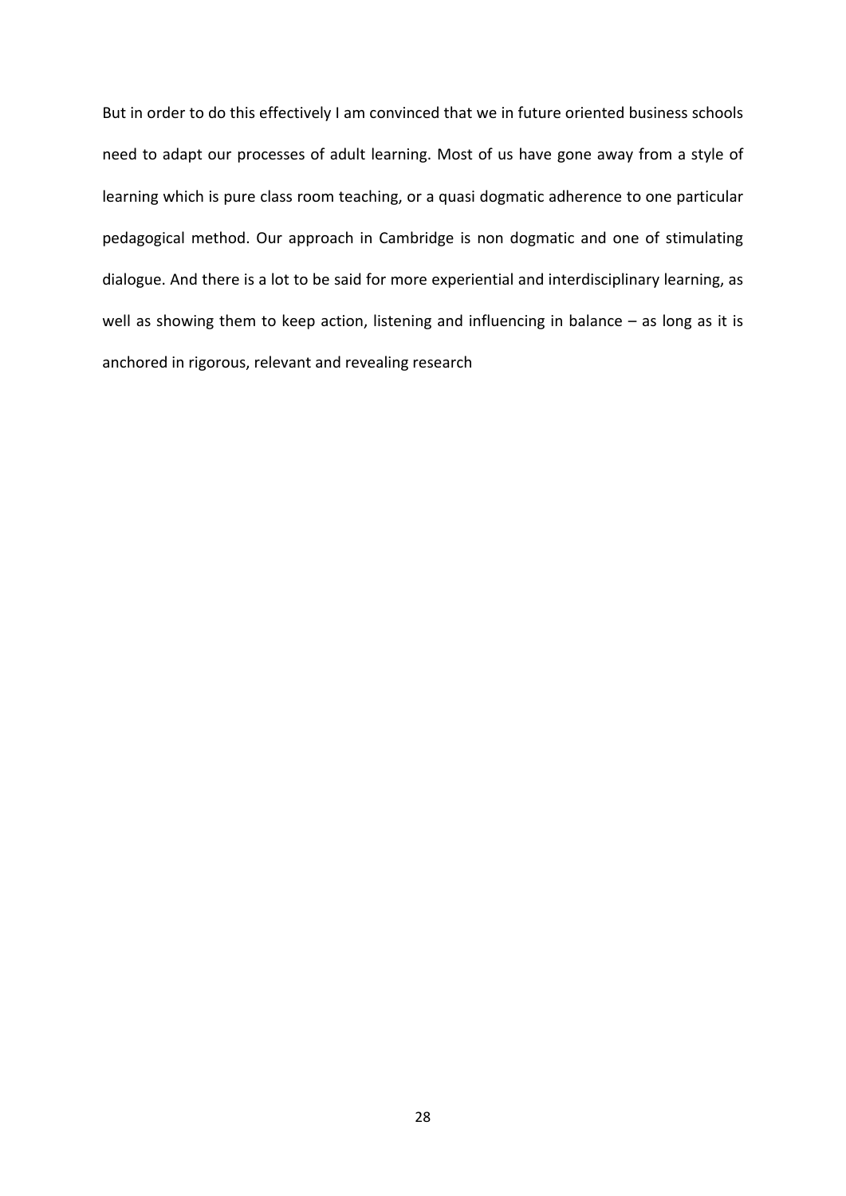But in order to do this effectively I am convinced that we in future oriented business schools need to adapt our processes of adult learning. Most of us have gone away from a style of learning which is pure class room teaching, or a quasi dogmatic adherence to one particular pedagogical method. Our approach in Cambridge is non dogmatic and one of stimulating dialogue. And there is a lot to be said for more experiential and interdisciplinary learning, as well as showing them to keep action, listening and influencing in balance – as long as it is anchored in rigorous, relevant and revealing research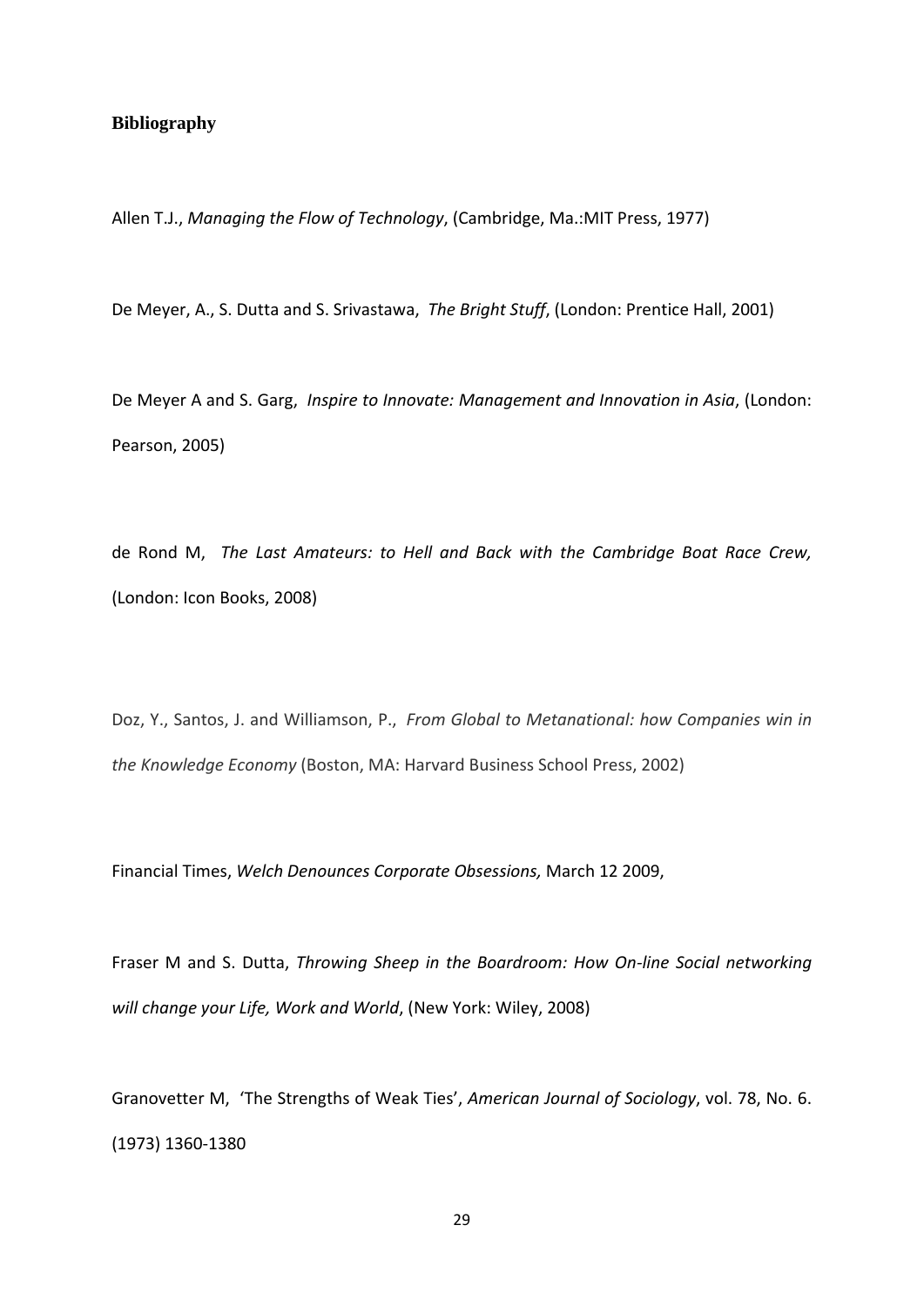## Bibliography

Allen T.J., *Managing the Flow of Technology*, (Cambridge, Ma.:MIT Press, 1977)

De Meyer, A., S. Dutta and S. Srivastawa, *The Bright Stuff*, (London: Prentice Hall, 2001)

De Meyer A and S. Garg, *Inspire to Innovate: Management and Innovation in Asia*, (London: Pearson, 2005)

de Rond M, *The Last Amateurs: to Hell and Back with the Cambridge Boat Race Crew,* (London: Icon Books, 2008)

Doz, Y., Santos, J. and Williamson, P., *From Global to Metanational: how Companies win in the Knowledge Economy* (Boston, MA: Harvard Business School Press, 2002)

Financial Times, *Welch Denounces Corporate Obsessions,* March 12 2009,

Fraser M and S. Dutta, *Throwing Sheep in the Boardroom: How On-line Social networking will change your Life, Work and World*, (New York: Wiley, 2008)

Granovetter M, 'The Strengths of Weak Ties', *American Journal of Sociology*, vol. 78, No. 6. (1973) 1360-1380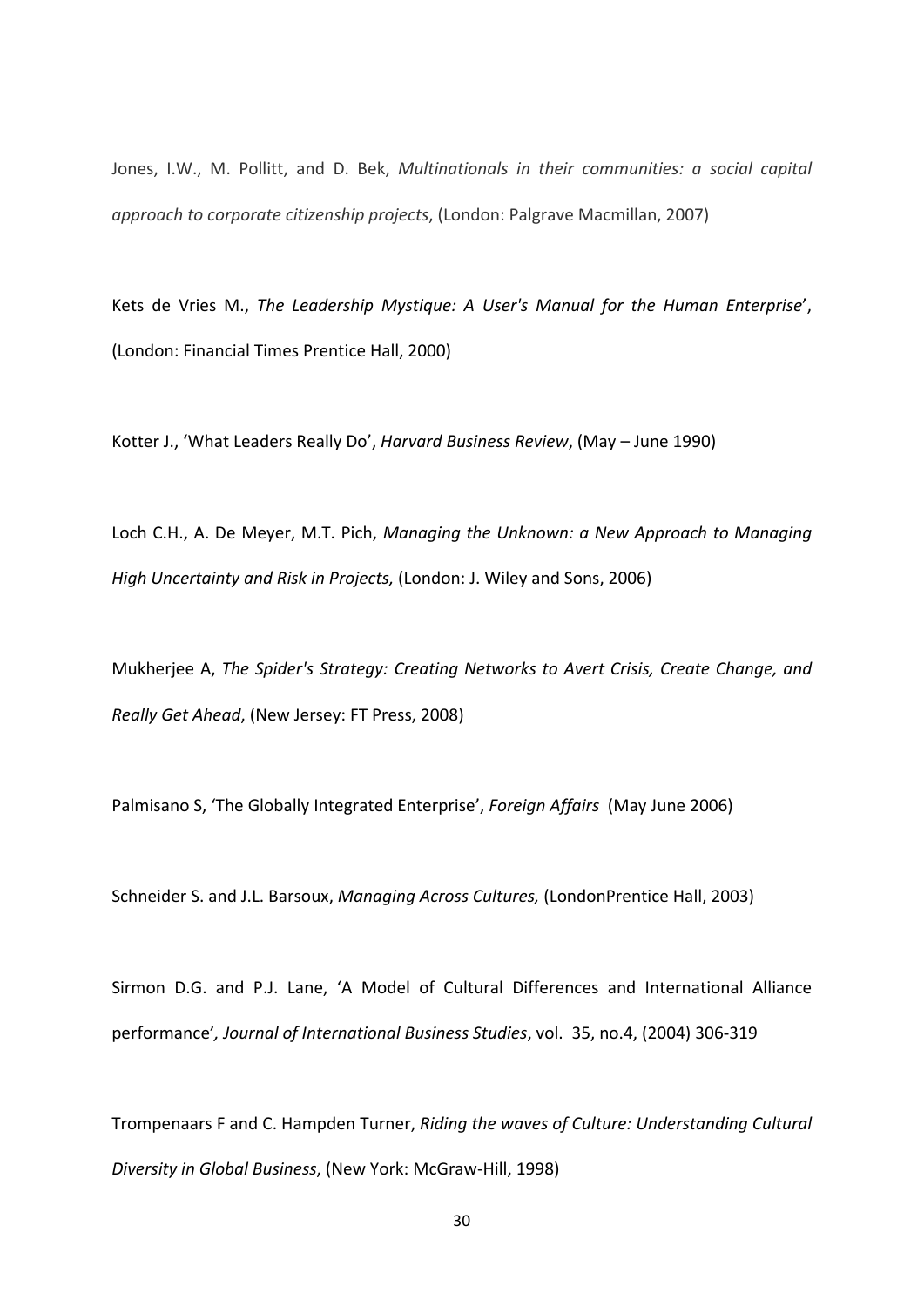Jones, I.W., M. Pollitt, and D. Bek, *Multinationals in their communities: a social capital approach to corporate citizenship projects*, (London: Palgrave Macmillan, 2007)

Kets de Vries M., *The Leadership Mystique: A User's Manual for the Human Enterprise*', (London: Financial Times Prentice Hall, 2000)

Kotter J., 'What Leaders Really Do', *Harvard Business Review*, (May – June 1990)

Loch C.H., A. De Meyer, M.T. Pich, *Managing the Unknown: a New Approach to Managing High Uncertainty and Risk in Projects,* (London: J. Wiley and Sons, 2006)

Mukherjee A, *The Spider's Strategy: Creating Networks to Avert Crisis, Create Change, and Really Get Ahead*, (New Jersey: FT Press, 2008)

Palmisano S, 'The Globally Integrated Enterprise', *Foreign Affairs* (May June 2006)

Schneider S. and J.L. Barsoux, *Managing Across Cultures,* (LondonPrentice Hall, 2003)

Sirmon D.G. and P.J. Lane, 'A Model of Cultural Differences and International Alliance performance'*, Journal of International Business Studies*, vol. 35, no.4, (2004) 306-319

Trompenaars F and C. Hampden Turner, *Riding the waves of Culture: Understanding Cultural Diversity in Global Business*, (New York: McGraw-Hill, 1998)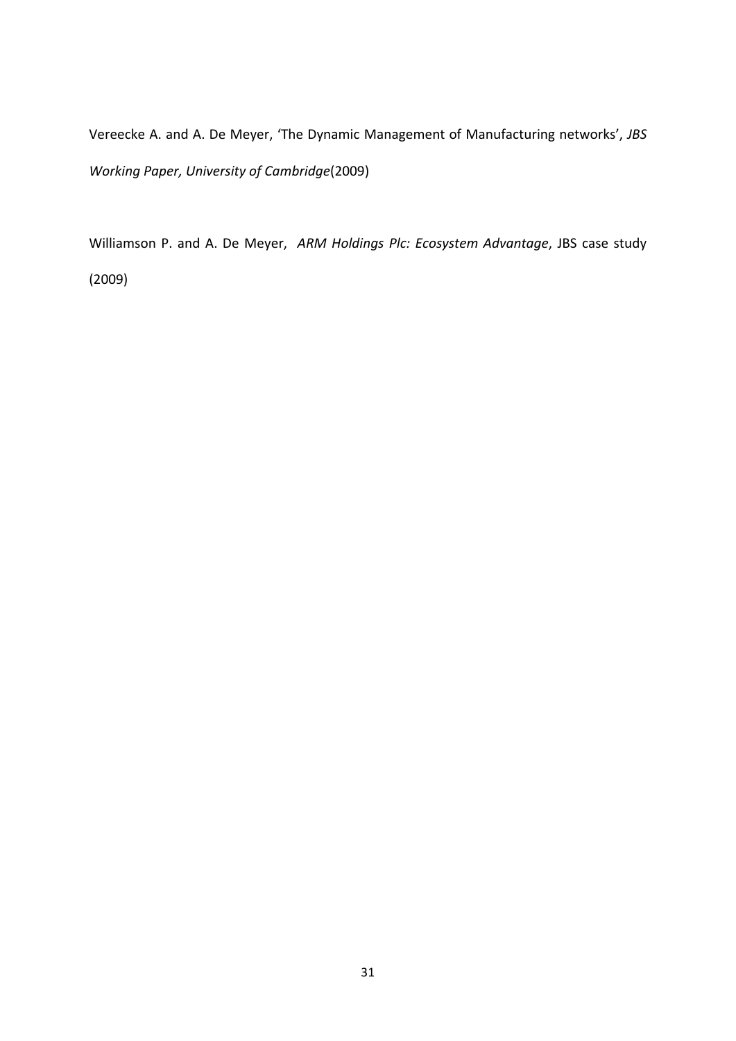Vereecke A. and A. De Meyer, 'The Dynamic Management of Manufacturing networks', *JBS Working Paper, University of Cambridge*(2009)

Williamson P. and A. De Meyer, *ARM Holdings Plc: Ecosystem Advantage*, JBS case study (2009)